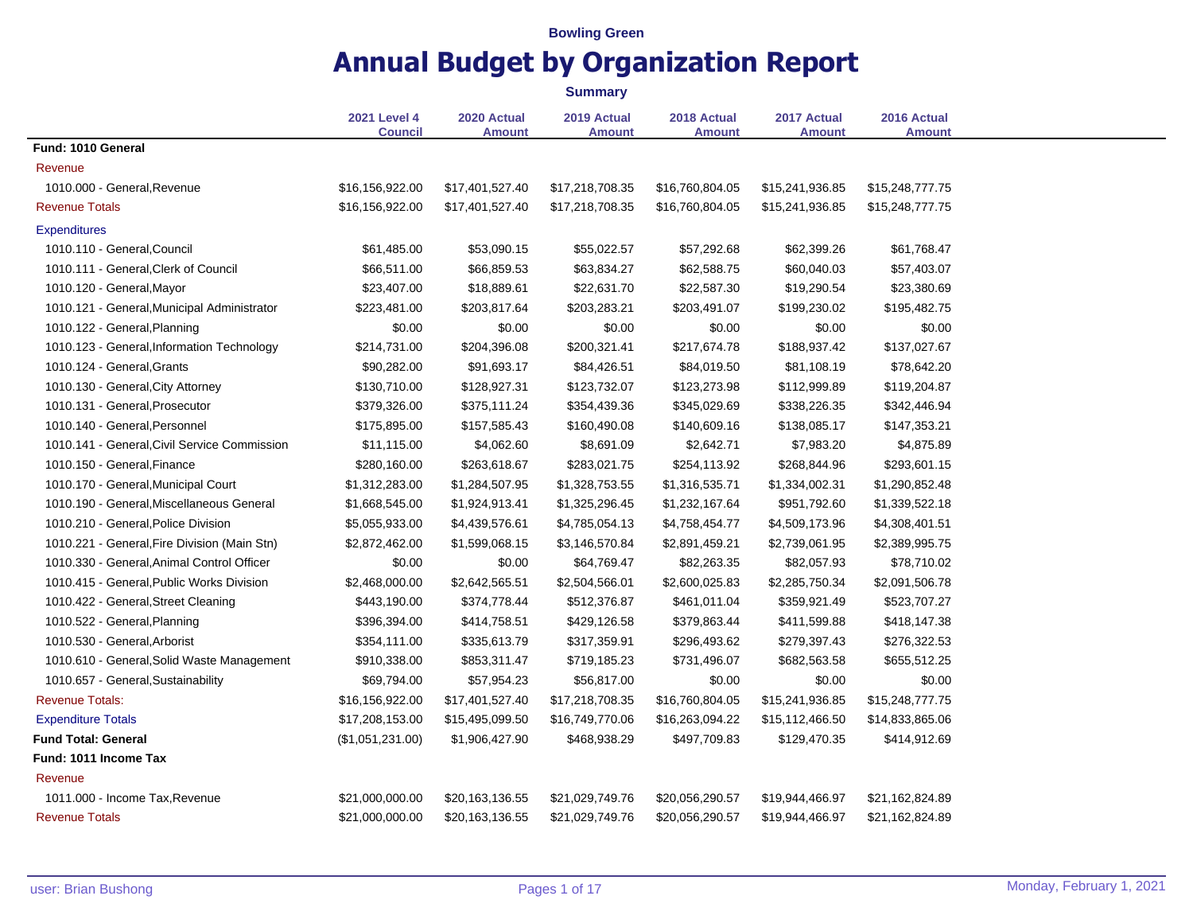Bowling Green

# Annual Budget by Organization Report

**Summary**

| | 2021 Level 4 Council | 2020 Actual Amount | 2019 Actual Amount | 2018 Actual Amount | 2017 Actual Amount | 2016 Actual Amount |
|---|---|---|---|---|---|---|
| **Fund: 1010 General** | | | | | | |
| Revenue | | | | | | |
| 1010.000 - General,Revenue | $16,156,922.00 | $17,401,527.40 | $17,218,708.35 | $16,760,804.05 | $15,241,936.85 | $15,248,777.75 |
| Revenue Totals | $16,156,922.00 | $17,401,527.40 | $17,218,708.35 | $16,760,804.05 | $15,241,936.85 | $15,248,777.75 |
| Expenditures | | | | | | |
| 1010.110 - General,Council | $61,485.00 | $53,090.15 | $55,022.57 | $57,292.68 | $62,399.26 | $61,768.47 |
| 1010.111 - General,Clerk of Council | $66,511.00 | $66,859.53 | $63,834.27 | $62,588.75 | $60,040.03 | $57,403.07 |
| 1010.120 - General,Mayor | $23,407.00 | $18,889.61 | $22,631.70 | $22,587.30 | $19,290.54 | $23,380.69 |
| 1010.121 - General,Municipal Administrator | $223,481.00 | $203,817.64 | $203,283.21 | $203,491.07 | $199,230.02 | $195,482.75 |
| 1010.122 - General,Planning | $0.00 | $0.00 | $0.00 | $0.00 | $0.00 | $0.00 |
| 1010.123 - General,Information Technology | $214,731.00 | $204,396.08 | $200,321.41 | $217,674.78 | $188,937.42 | $137,027.67 |
| 1010.124 - General,Grants | $90,282.00 | $91,693.17 | $84,426.51 | $84,019.50 | $81,108.19 | $78,642.20 |
| 1010.130 - General,City Attorney | $130,710.00 | $128,927.31 | $123,732.07 | $123,273.98 | $112,999.89 | $119,204.87 |
| 1010.131 - General,Prosecutor | $379,326.00 | $375,111.24 | $354,439.36 | $345,029.69 | $338,226.35 | $342,446.94 |
| 1010.140 - General,Personnel | $175,895.00 | $157,585.43 | $160,490.08 | $140,609.16 | $138,085.17 | $147,353.21 |
| 1010.141 - General,Civil Service Commission | $11,115.00 | $4,062.60 | $8,691.09 | $2,642.71 | $7,983.20 | $4,875.89 |
| 1010.150 - General,Finance | $280,160.00 | $263,618.67 | $283,021.75 | $254,113.92 | $268,844.96 | $293,601.15 |
| 1010.170 - General,Municipal Court | $1,312,283.00 | $1,284,507.95 | $1,328,753.55 | $1,316,535.71 | $1,334,002.31 | $1,290,852.48 |
| 1010.190 - General,Miscellaneous General | $1,668,545.00 | $1,924,913.41 | $1,325,296.45 | $1,232,167.64 | $951,792.60 | $1,339,522.18 |
| 1010.210 - General,Police Division | $5,055,933.00 | $4,439,576.61 | $4,785,054.13 | $4,758,454.77 | $4,509,173.96 | $4,308,401.51 |
| 1010.221 - General,Fire Division (Main Stn) | $2,872,462.00 | $1,599,068.15 | $3,146,570.84 | $2,891,459.21 | $2,739,061.95 | $2,389,995.75 |
| 1010.330 - General,Animal Control Officer | $0.00 | $0.00 | $64,769.47 | $82,263.35 | $82,057.93 | $78,710.02 |
| 1010.415 - General,Public Works Division | $2,468,000.00 | $2,642,565.51 | $2,504,566.01 | $2,600,025.83 | $2,285,750.34 | $2,091,506.78 |
| 1010.422 - General,Street Cleaning | $443,190.00 | $374,778.44 | $512,376.87 | $461,011.04 | $359,921.49 | $523,707.27 |
| 1010.522 - General,Planning | $396,394.00 | $414,758.51 | $429,126.58 | $379,863.44 | $411,599.88 | $418,147.38 |
| 1010.530 - General,Arborist | $354,111.00 | $335,613.79 | $317,359.91 | $296,493.62 | $279,397.43 | $276,322.53 |
| 1010.610 - General,Solid Waste Management | $910,338.00 | $853,311.47 | $719,185.23 | $731,496.07 | $682,563.58 | $655,512.25 |
| 1010.657 - General,Sustainability | $69,794.00 | $57,954.23 | $56,817.00 | $0.00 | $0.00 | $0.00 |
| Revenue Totals: | $16,156,922.00 | $17,401,527.40 | $17,218,708.35 | $16,760,804.05 | $15,241,936.85 | $15,248,777.75 |
| Expenditure Totals | $17,208,153.00 | $15,495,099.50 | $16,749,770.06 | $16,263,094.22 | $15,112,466.50 | $14,833,865.06 |
| **Fund Total: General** | ($1,051,231.00) | $1,906,427.90 | $468,938.29 | $497,709.83 | $129,470.35 | $414,912.69 |
| **Fund: 1011 Income Tax** | | | | | | |
| Revenue | | | | | | |
| 1011.000 - Income Tax,Revenue | $21,000,000.00 | $20,163,136.55 | $21,029,749.76 | $20,056,290.57 | $19,944,466.97 | $21,162,824.89 |
| Revenue Totals | $21,000,000.00 | $20,163,136.55 | $21,029,749.76 | $20,056,290.57 | $19,944,466.97 | $21,162,824.89 |

user: Brian Bushong

Monday, February 1, 2021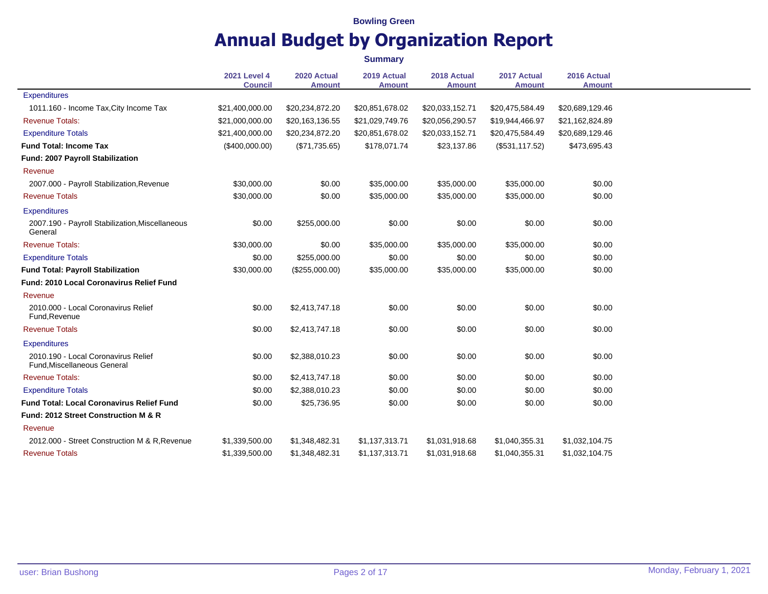Bowling Green

# Annual Budget by Organization Report

**Summary**

| | 2021 Level 4 Council | 2020 Actual Amount | 2019 Actual Amount | 2018 Actual Amount | 2017 Actual Amount | 2016 Actual Amount |
|---|---|---|---|---|---|---|
| Expenditures | | | | | | |
| 1011.160 - Income Tax,City Income Tax | $21,400,000.00 | $20,234,872.20 | $20,851,678.02 | $20,033,152.71 | $20,475,584.49 | $20,689,129.46 |
| Revenue Totals: | $21,000,000.00 | $20,163,136.55 | $21,029,749.76 | $20,056,290.57 | $19,944,466.97 | $21,162,824.89 |
| Expenditure Totals | $21,400,000.00 | $20,234,872.20 | $20,851,678.02 | $20,033,152.71 | $20,475,584.49 | $20,689,129.46 |
| **Fund Total: Income Tax** | ($400,000.00) | ($71,735.65) | $178,071.74 | $23,137.86 | ($531,117.52) | $473,695.43 |
| **Fund: 2007 Payroll Stabilization** | | | | | | |
| Revenue | | | | | | |
| 2007.000 - Payroll Stabilization,Revenue | $30,000.00 | $0.00 | $35,000.00 | $35,000.00 | $35,000.00 | $0.00 |
| Revenue Totals | $30,000.00 | $0.00 | $35,000.00 | $35,000.00 | $35,000.00 | $0.00 |
| Expenditures | | | | | | |
| 2007.190 - Payroll Stabilization,Miscellaneous General | $0.00 | $255,000.00 | $0.00 | $0.00 | $0.00 | $0.00 |
| Revenue Totals: | $30,000.00 | $0.00 | $35,000.00 | $35,000.00 | $35,000.00 | $0.00 |
| Expenditure Totals | $0.00 | $255,000.00 | $0.00 | $0.00 | $0.00 | $0.00 |
| **Fund Total: Payroll Stabilization** | $30,000.00 | ($255,000.00) | $35,000.00 | $35,000.00 | $35,000.00 | $0.00 |
| **Fund: 2010 Local Coronavirus Relief Fund** | | | | | | |
| Revenue | | | | | | |
| 2010.000 - Local Coronavirus Relief Fund,Revenue | $0.00 | $2,413,747.18 | $0.00 | $0.00 | $0.00 | $0.00 |
| Revenue Totals | $0.00 | $2,413,747.18 | $0.00 | $0.00 | $0.00 | $0.00 |
| Expenditures | | | | | | |
| 2010.190 - Local Coronavirus Relief Fund,Miscellaneous General | $0.00 | $2,388,010.23 | $0.00 | $0.00 | $0.00 | $0.00 |
| Revenue Totals: | $0.00 | $2,413,747.18 | $0.00 | $0.00 | $0.00 | $0.00 |
| Expenditure Totals | $0.00 | $2,388,010.23 | $0.00 | $0.00 | $0.00 | $0.00 |
| **Fund Total: Local Coronavirus Relief Fund** | $0.00 | $25,736.95 | $0.00 | $0.00 | $0.00 | $0.00 |
| **Fund: 2012 Street Construction M & R** | | | | | | |
| Revenue | | | | | | |
| 2012.000 - Street Construction M & R,Revenue | $1,339,500.00 | $1,348,482.31 | $1,137,313.71 | $1,031,918.68 | $1,040,355.31 | $1,032,104.75 |
| Revenue Totals | $1,339,500.00 | $1,348,482.31 | $1,137,313.71 | $1,031,918.68 | $1,040,355.31 | $1,032,104.75 |

user: Brian Bushong

Monday, February 1, 2021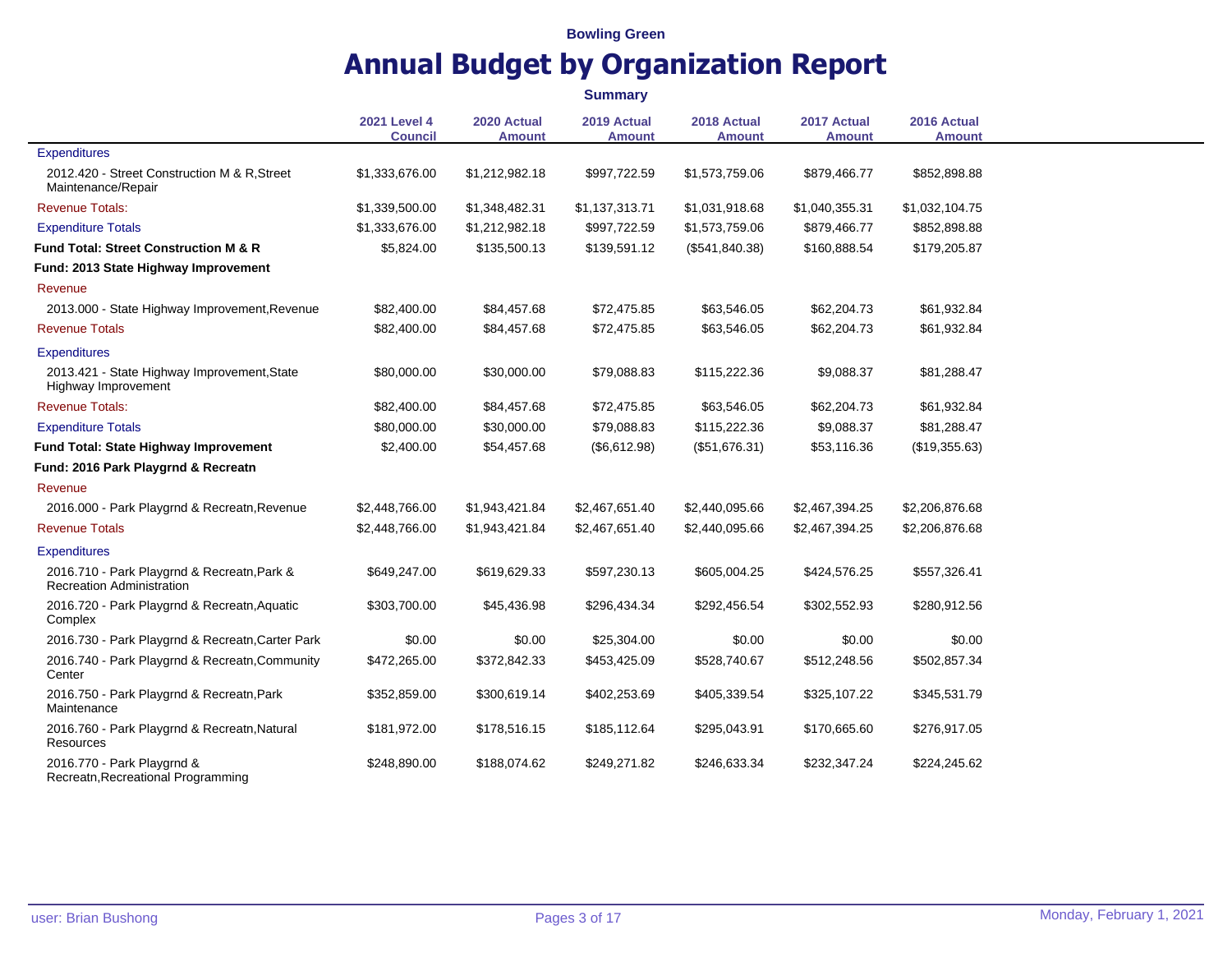**Bowling Green**

# Annual Budget by Organization Report

**Summary**

| | 2021 Level 4 Council | 2020 Actual Amount | 2019 Actual Amount | 2018 Actual Amount | 2017 Actual Amount | 2016 Actual Amount |
|---|---|---|---|---|---|---|
| Expenditures | | | | | | |
| 2012.420 - Street Construction M & R,Street Maintenance/Repair | $1,333,676.00 | $1,212,982.18 | $997,722.59 | $1,573,759.06 | $879,466.77 | $852,898.88 |
| Revenue Totals: | $1,339,500.00 | $1,348,482.31 | $1,137,313.71 | $1,031,918.68 | $1,040,355.31 | $1,032,104.75 |
| Expenditure Totals | $1,333,676.00 | $1,212,982.18 | $997,722.59 | $1,573,759.06 | $879,466.77 | $852,898.88 |
| **Fund Total: Street Construction M & R** | $5,824.00 | $135,500.13 | $139,591.12 | ($541,840.38) | $160,888.54 | $179,205.87 |
| **Fund: 2013 State Highway Improvement** | | | | | | |
| Revenue | | | | | | |
| 2013.000 - State Highway Improvement,Revenue | $82,400.00 | $84,457.68 | $72,475.85 | $63,546.05 | $62,204.73 | $61,932.84 |
| Revenue Totals | $82,400.00 | $84,457.68 | $72,475.85 | $63,546.05 | $62,204.73 | $61,932.84 |
| Expenditures | | | | | | |
| 2013.421 - State Highway Improvement,State Highway Improvement | $80,000.00 | $30,000.00 | $79,088.83 | $115,222.36 | $9,088.37 | $81,288.47 |
| Revenue Totals: | $82,400.00 | $84,457.68 | $72,475.85 | $63,546.05 | $62,204.73 | $61,932.84 |
| Expenditure Totals | $80,000.00 | $30,000.00 | $79,088.83 | $115,222.36 | $9,088.37 | $81,288.47 |
| **Fund Total: State Highway Improvement** | $2,400.00 | $54,457.68 | ($6,612.98) | ($51,676.31) | $53,116.36 | ($19,355.63) |
| **Fund: 2016 Park Playgrnd & Recreatn** | | | | | | |
| Revenue | | | | | | |
| 2016.000 - Park Playgrnd & Recreatn,Revenue | $2,448,766.00 | $1,943,421.84 | $2,467,651.40 | $2,440,095.66 | $2,467,394.25 | $2,206,876.68 |
| Revenue Totals | $2,448,766.00 | $1,943,421.84 | $2,467,651.40 | $2,440,095.66 | $2,467,394.25 | $2,206,876.68 |
| Expenditures | | | | | | |
| 2016.710 - Park Playgrnd & Recreatn,Park & Recreation Administration | $649,247.00 | $619,629.33 | $597,230.13 | $605,004.25 | $424,576.25 | $557,326.41 |
| 2016.720 - Park Playgrnd & Recreatn,Aquatic Complex | $303,700.00 | $45,436.98 | $296,434.34 | $292,456.54 | $302,552.93 | $280,912.56 |
| 2016.730 - Park Playgrnd & Recreatn,Carter Park | $0.00 | $0.00 | $25,304.00 | $0.00 | $0.00 | $0.00 |
| 2016.740 - Park Playgrnd & Recreatn,Community Center | $472,265.00 | $372,842.33 | $453,425.09 | $528,740.67 | $512,248.56 | $502,857.34 |
| 2016.750 - Park Playgrnd & Recreatn,Park Maintenance | $352,859.00 | $300,619.14 | $402,253.69 | $405,339.54 | $325,107.22 | $345,531.79 |
| 2016.760 - Park Playgrnd & Recreatn,Natural Resources | $181,972.00 | $178,516.15 | $185,112.64 | $295,043.91 | $170,665.60 | $276,917.05 |
| 2016.770 - Park Playgrnd & Recreatn,Recreational Programming | $248,890.00 | $188,074.62 | $249,271.82 | $246,633.34 | $232,347.24 | $224,245.62 |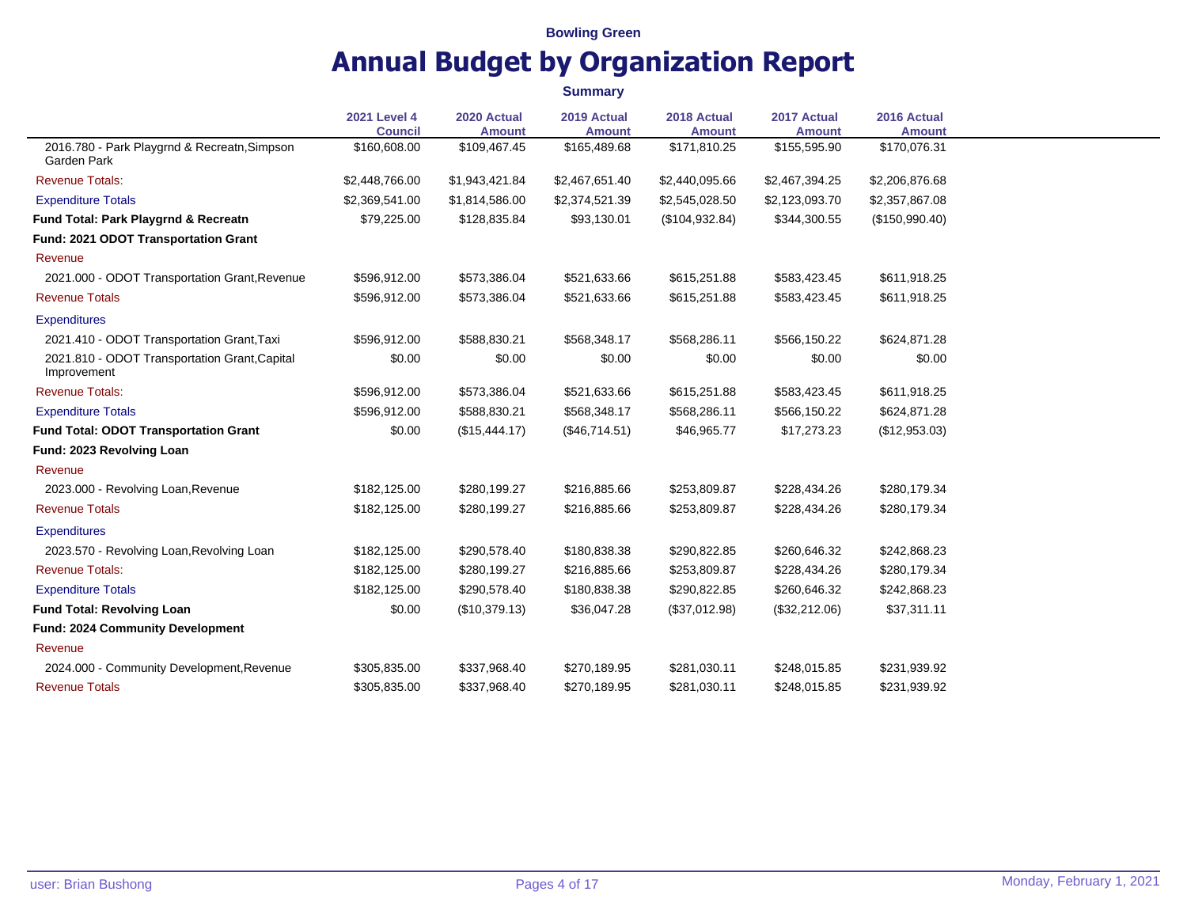**Bowling Green**

# Annual Budget by Organization Report

**Summary**

| | 2021 Level 4 Council | 2020 Actual Amount | 2019 Actual Amount | 2018 Actual Amount | 2017 Actual Amount | 2016 Actual Amount |
|---|---|---|---|---|---|---|
| 2016.780 - Park Playgrnd & Recreatn,Simpson Garden Park | $160,608.00 | $109,467.45 | $165,489.68 | $171,810.25 | $155,595.90 | $170,076.31 |
| Revenue Totals: | $2,448,766.00 | $1,943,421.84 | $2,467,651.40 | $2,440,095.66 | $2,467,394.25 | $2,206,876.68 |
| Expenditure Totals | $2,369,541.00 | $1,814,586.00 | $2,374,521.39 | $2,545,028.50 | $2,123,093.70 | $2,357,867.08 |
| **Fund Total: Park Playgrnd & Recreatn** | $79,225.00 | $128,835.84 | $93,130.01 | ($104,932.84) | $344,300.55 | ($150,990.40) |
| **Fund: 2021 ODOT Transportation Grant** | | | | | | |
| Revenue | | | | | | |
| 2021.000 - ODOT Transportation Grant,Revenue | $596,912.00 | $573,386.04 | $521,633.66 | $615,251.88 | $583,423.45 | $611,918.25 |
| Revenue Totals | $596,912.00 | $573,386.04 | $521,633.66 | $615,251.88 | $583,423.45 | $611,918.25 |
| Expenditures | | | | | | |
| 2021.410 - ODOT Transportation Grant,Taxi | $596,912.00 | $588,830.21 | $568,348.17 | $568,286.11 | $566,150.22 | $624,871.28 |
| 2021.810 - ODOT Transportation Grant,Capital Improvement | $0.00 | $0.00 | $0.00 | $0.00 | $0.00 | $0.00 |
| Revenue Totals: | $596,912.00 | $573,386.04 | $521,633.66 | $615,251.88 | $583,423.45 | $611,918.25 |
| Expenditure Totals | $596,912.00 | $588,830.21 | $568,348.17 | $568,286.11 | $566,150.22 | $624,871.28 |
| **Fund Total: ODOT Transportation Grant** | $0.00 | ($15,444.17) | ($46,714.51) | $46,965.77 | $17,273.23 | ($12,953.03) |
| **Fund: 2023 Revolving Loan** | | | | | | |
| Revenue | | | | | | |
| 2023.000 - Revolving Loan,Revenue | $182,125.00 | $280,199.27 | $216,885.66 | $253,809.87 | $228,434.26 | $280,179.34 |
| Revenue Totals | $182,125.00 | $280,199.27 | $216,885.66 | $253,809.87 | $228,434.26 | $280,179.34 |
| Expenditures | | | | | | |
| 2023.570 - Revolving Loan,Revolving Loan | $182,125.00 | $290,578.40 | $180,838.38 | $290,822.85 | $260,646.32 | $242,868.23 |
| Revenue Totals: | $182,125.00 | $280,199.27 | $216,885.66 | $253,809.87 | $228,434.26 | $280,179.34 |
| Expenditure Totals | $182,125.00 | $290,578.40 | $180,838.38 | $290,822.85 | $260,646.32 | $242,868.23 |
| **Fund Total: Revolving Loan** | $0.00 | ($10,379.13) | $36,047.28 | ($37,012.98) | ($32,212.06) | $37,311.11 |
| **Fund: 2024 Community Development** | | | | | | |
| Revenue | | | | | | |
| 2024.000 - Community Development,Revenue | $305,835.00 | $337,968.40 | $270,189.95 | $281,030.11 | $248,015.85 | $231,939.92 |
| Revenue Totals | $305,835.00 | $337,968.40 | $270,189.95 | $281,030.11 | $248,015.85 | $231,939.92 |

user: Brian Bushong — Monday, February 1, 2021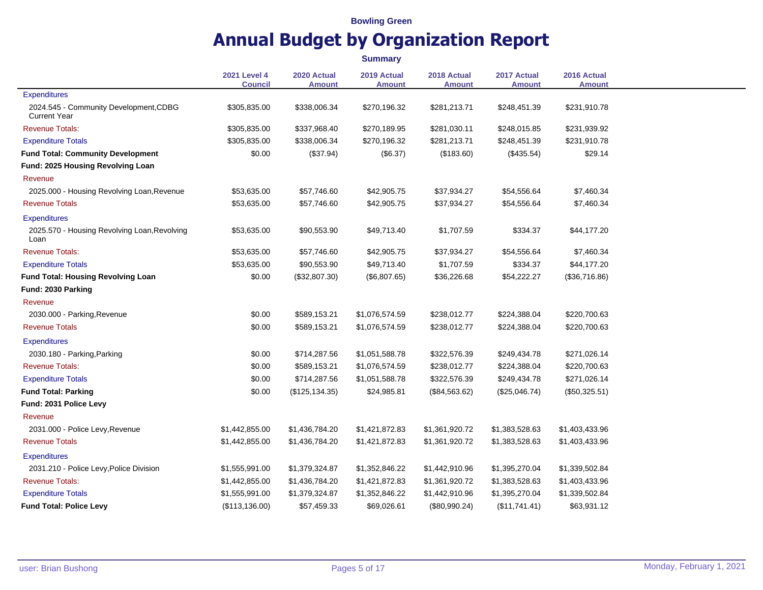Bowling Green

# Annual Budget by Organization Report

**Summary**

| | 2021 Level 4 Council | 2020 Actual Amount | 2019 Actual Amount | 2018 Actual Amount | 2017 Actual Amount | 2016 Actual Amount |
|---|---|---|---|---|---|---|
| Expenditures | | | | | | |
| 2024.545 - Community Development,CDBG Current Year | $305,835.00 | $338,006.34 | $270,196.32 | $281,213.71 | $248,451.39 | $231,910.78 |
| Revenue Totals: | $305,835.00 | $337,968.40 | $270,189.95 | $281,030.11 | $248,015.85 | $231,939.92 |
| Expenditure Totals | $305,835.00 | $338,006.34 | $270,196.32 | $281,213.71 | $248,451.39 | $231,910.78 |
| **Fund Total: Community Development** | $0.00 | ($37.94) | ($6.37) | ($183.60) | ($435.54) | $29.14 |
| **Fund: 2025 Housing Revolving Loan** | | | | | | |
| Revenue | | | | | | |
| 2025.000 - Housing Revolving Loan,Revenue | $53,635.00 | $57,746.60 | $42,905.75 | $37,934.27 | $54,556.64 | $7,460.34 |
| Revenue Totals | $53,635.00 | $57,746.60 | $42,905.75 | $37,934.27 | $54,556.64 | $7,460.34 |
| Expenditures | | | | | | |
| 2025.570 - Housing Revolving Loan,Revolving Loan | $53,635.00 | $90,553.90 | $49,713.40 | $1,707.59 | $334.37 | $44,177.20 |
| Revenue Totals: | $53,635.00 | $57,746.60 | $42,905.75 | $37,934.27 | $54,556.64 | $7,460.34 |
| Expenditure Totals | $53,635.00 | $90,553.90 | $49,713.40 | $1,707.59 | $334.37 | $44,177.20 |
| **Fund Total: Housing Revolving Loan** | $0.00 | ($32,807.30) | ($6,807.65) | $36,226.68 | $54,222.27 | ($36,716.86) |
| **Fund: 2030 Parking** | | | | | | |
| Revenue | | | | | | |
| 2030.000 - Parking,Revenue | $0.00 | $589,153.21 | $1,076,574.59 | $238,012.77 | $224,388.04 | $220,700.63 |
| Revenue Totals | $0.00 | $589,153.21 | $1,076,574.59 | $238,012.77 | $224,388.04 | $220,700.63 |
| Expenditures | | | | | | |
| 2030.180 - Parking,Parking | $0.00 | $714,287.56 | $1,051,588.78 | $322,576.39 | $249,434.78 | $271,026.14 |
| Revenue Totals: | $0.00 | $589,153.21 | $1,076,574.59 | $238,012.77 | $224,388.04 | $220,700.63 |
| Expenditure Totals | $0.00 | $714,287.56 | $1,051,588.78 | $322,576.39 | $249,434.78 | $271,026.14 |
| **Fund Total: Parking** | $0.00 | ($125,134.35) | $24,985.81 | ($84,563.62) | ($25,046.74) | ($50,325.51) |
| **Fund: 2031 Police Levy** | | | | | | |
| Revenue | | | | | | |
| 2031.000 - Police Levy,Revenue | $1,442,855.00 | $1,436,784.20 | $1,421,872.83 | $1,361,920.72 | $1,383,528.63 | $1,403,433.96 |
| Revenue Totals | $1,442,855.00 | $1,436,784.20 | $1,421,872.83 | $1,361,920.72 | $1,383,528.63 | $1,403,433.96 |
| Expenditures | | | | | | |
| 2031.210 - Police Levy,Police Division | $1,555,991.00 | $1,379,324.87 | $1,352,846.22 | $1,442,910.96 | $1,395,270.04 | $1,339,502.84 |
| Revenue Totals: | $1,442,855.00 | $1,436,784.20 | $1,421,872.83 | $1,361,920.72 | $1,383,528.63 | $1,403,433.96 |
| Expenditure Totals | $1,555,991.00 | $1,379,324.87 | $1,352,846.22 | $1,442,910.96 | $1,395,270.04 | $1,339,502.84 |
| **Fund Total: Police Levy** | ($113,136.00) | $57,459.33 | $69,026.61 | ($80,990.24) | ($11,741.41) | $63,931.12 |

user: Brian Bushong

Monday, February 1, 2021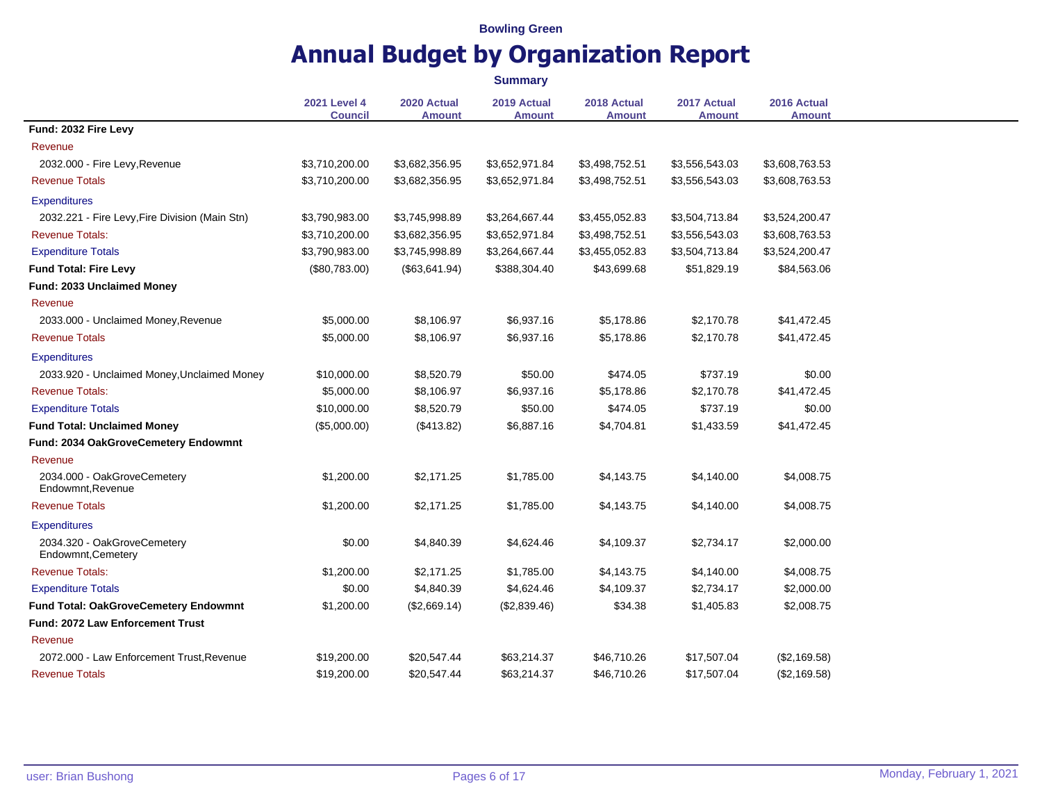Bowling Green

# Annual Budget by Organization Report

**Summary**

| | 2021 Level 4 Council | 2020 Actual Amount | 2019 Actual Amount | 2018 Actual Amount | 2017 Actual Amount | 2016 Actual Amount |
|---|---|---|---|---|---|---|
| **Fund: 2032 Fire Levy** | | | | | | |
| Revenue | | | | | | |
| 2032.000 - Fire Levy,Revenue | $3,710,200.00 | $3,682,356.95 | $3,652,971.84 | $3,498,752.51 | $3,556,543.03 | $3,608,763.53 |
| Revenue Totals | $3,710,200.00 | $3,682,356.95 | $3,652,971.84 | $3,498,752.51 | $3,556,543.03 | $3,608,763.53 |
| Expenditures | | | | | | |
| 2032.221 - Fire Levy,Fire Division (Main Stn) | $3,790,983.00 | $3,745,998.89 | $3,264,667.44 | $3,455,052.83 | $3,504,713.84 | $3,524,200.47 |
| Revenue Totals: | $3,710,200.00 | $3,682,356.95 | $3,652,971.84 | $3,498,752.51 | $3,556,543.03 | $3,608,763.53 |
| Expenditure Totals | $3,790,983.00 | $3,745,998.89 | $3,264,667.44 | $3,455,052.83 | $3,504,713.84 | $3,524,200.47 |
| **Fund Total: Fire Levy** | ($80,783.00) | ($63,641.94) | $388,304.40 | $43,699.68 | $51,829.19 | $84,563.06 |
| **Fund: 2033 Unclaimed Money** | | | | | | |
| Revenue | | | | | | |
| 2033.000 - Unclaimed Money,Revenue | $5,000.00 | $8,106.97 | $6,937.16 | $5,178.86 | $2,170.78 | $41,472.45 |
| Revenue Totals | $5,000.00 | $8,106.97 | $6,937.16 | $5,178.86 | $2,170.78 | $41,472.45 |
| Expenditures | | | | | | |
| 2033.920 - Unclaimed Money,Unclaimed Money | $10,000.00 | $8,520.79 | $50.00 | $474.05 | $737.19 | $0.00 |
| Revenue Totals: | $5,000.00 | $8,106.97 | $6,937.16 | $5,178.86 | $2,170.78 | $41,472.45 |
| Expenditure Totals | $10,000.00 | $8,520.79 | $50.00 | $474.05 | $737.19 | $0.00 |
| **Fund Total: Unclaimed Money** | ($5,000.00) | ($413.82) | $6,887.16 | $4,704.81 | $1,433.59 | $41,472.45 |
| **Fund: 2034 OakGroveCemetery Endowmnt** | | | | | | |
| Revenue | | | | | | |
| 2034.000 - OakGroveCemetery Endowmnt,Revenue | $1,200.00 | $2,171.25 | $1,785.00 | $4,143.75 | $4,140.00 | $4,008.75 |
| Revenue Totals | $1,200.00 | $2,171.25 | $1,785.00 | $4,143.75 | $4,140.00 | $4,008.75 |
| Expenditures | | | | | | |
| 2034.320 - OakGroveCemetery Endowmnt,Cemetery | $0.00 | $4,840.39 | $4,624.46 | $4,109.37 | $2,734.17 | $2,000.00 |
| Revenue Totals: | $1,200.00 | $2,171.25 | $1,785.00 | $4,143.75 | $4,140.00 | $4,008.75 |
| Expenditure Totals | $0.00 | $4,840.39 | $4,624.46 | $4,109.37 | $2,734.17 | $2,000.00 |
| **Fund Total: OakGroveCemetery Endowmnt** | $1,200.00 | ($2,669.14) | ($2,839.46) | $34.38 | $1,405.83 | $2,008.75 |
| **Fund: 2072 Law Enforcement Trust** | | | | | | |
| Revenue | | | | | | |
| 2072.000 - Law Enforcement Trust,Revenue | $19,200.00 | $20,547.44 | $63,214.37 | $46,710.26 | $17,507.04 | ($2,169.58) |
| Revenue Totals | $19,200.00 | $20,547.44 | $63,214.37 | $46,710.26 | $17,507.04 | ($2,169.58) |

user: Brian Bushong

Monday, February 1, 2021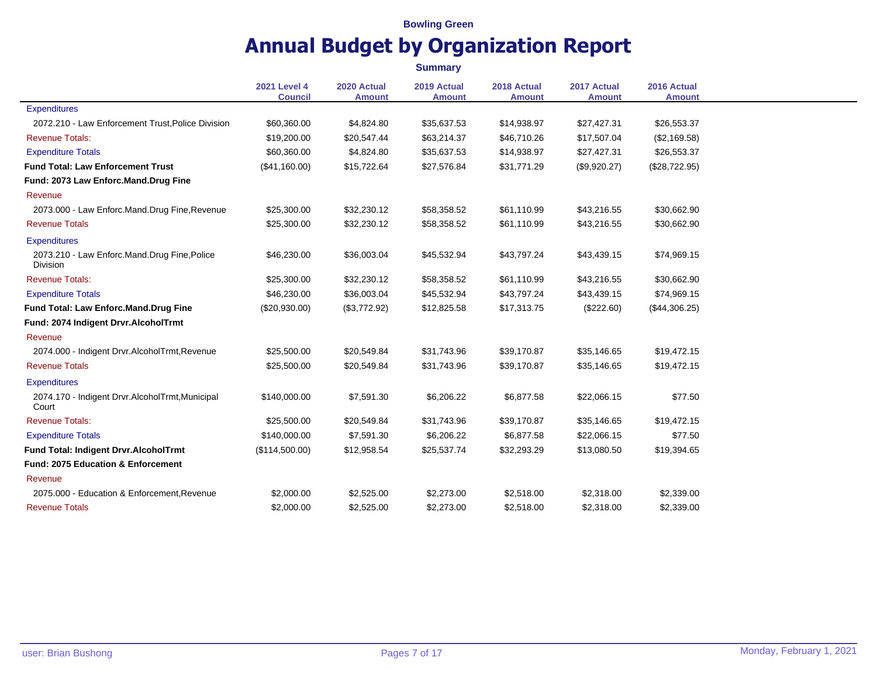Bowling Green

# Annual Budget by Organization Report

**Summary**

| | 2021 Level 4 Council | 2020 Actual Amount | 2019 Actual Amount | 2018 Actual Amount | 2017 Actual Amount | 2016 Actual Amount |
|---|---|---|---|---|---|---|
| Expenditures | | | | | | |
| 2072.210 - Law Enforcement Trust,Police Division | $60,360.00 | $4,824.80 | $35,637.53 | $14,938.97 | $27,427.31 | $26,553.37 |
| Revenue Totals: | $19,200.00 | $20,547.44 | $63,214.37 | $46,710.26 | $17,507.04 | ($2,169.58) |
| Expenditure Totals | $60,360.00 | $4,824.80 | $35,637.53 | $14,938.97 | $27,427.31 | $26,553.37 |
| **Fund Total: Law Enforcement Trust** | ($41,160.00) | $15,722.64 | $27,576.84 | $31,771.29 | ($9,920.27) | ($28,722.95) |
| **Fund: 2073 Law Enforc.Mand.Drug Fine** | | | | | | |
| Revenue | | | | | | |
| 2073.000 - Law Enforc.Mand.Drug Fine,Revenue | $25,300.00 | $32,230.12 | $58,358.52 | $61,110.99 | $43,216.55 | $30,662.90 |
| Revenue Totals | $25,300.00 | $32,230.12 | $58,358.52 | $61,110.99 | $43,216.55 | $30,662.90 |
| Expenditures | | | | | | |
| 2073.210 - Law Enforc.Mand.Drug Fine,Police Division | $46,230.00 | $36,003.04 | $45,532.94 | $43,797.24 | $43,439.15 | $74,969.15 |
| Revenue Totals: | $25,300.00 | $32,230.12 | $58,358.52 | $61,110.99 | $43,216.55 | $30,662.90 |
| Expenditure Totals | $46,230.00 | $36,003.04 | $45,532.94 | $43,797.24 | $43,439.15 | $74,969.15 |
| **Fund Total: Law Enforc.Mand.Drug Fine** | ($20,930.00) | ($3,772.92) | $12,825.58 | $17,313.75 | ($222.60) | ($44,306.25) |
| **Fund: 2074 Indigent Drvr.AlcoholTrmt** | | | | | | |
| Revenue | | | | | | |
| 2074.000 - Indigent Drvr.AlcoholTrmt,Revenue | $25,500.00 | $20,549.84 | $31,743.96 | $39,170.87 | $35,146.65 | $19,472.15 |
| Revenue Totals | $25,500.00 | $20,549.84 | $31,743.96 | $39,170.87 | $35,146.65 | $19,472.15 |
| Expenditures | | | | | | |
| 2074.170 - Indigent Drvr.AlcoholTrmt,Municipal Court | $140,000.00 | $7,591.30 | $6,206.22 | $6,877.58 | $22,066.15 | $77.50 |
| Revenue Totals: | $25,500.00 | $20,549.84 | $31,743.96 | $39,170.87 | $35,146.65 | $19,472.15 |
| Expenditure Totals | $140,000.00 | $7,591.30 | $6,206.22 | $6,877.58 | $22,066.15 | $77.50 |
| **Fund Total: Indigent Drvr.AlcoholTrmt** | ($114,500.00) | $12,958.54 | $25,537.74 | $32,293.29 | $13,080.50 | $19,394.65 |
| **Fund: 2075 Education & Enforcement** | | | | | | |
| Revenue | | | | | | |
| 2075.000 - Education & Enforcement,Revenue | $2,000.00 | $2,525.00 | $2,273.00 | $2,518.00 | $2,318.00 | $2,339.00 |
| Revenue Totals | $2,000.00 | $2,525.00 | $2,273.00 | $2,518.00 | $2,318.00 | $2,339.00 |

user: Brian Bushong

Monday, February 1, 2021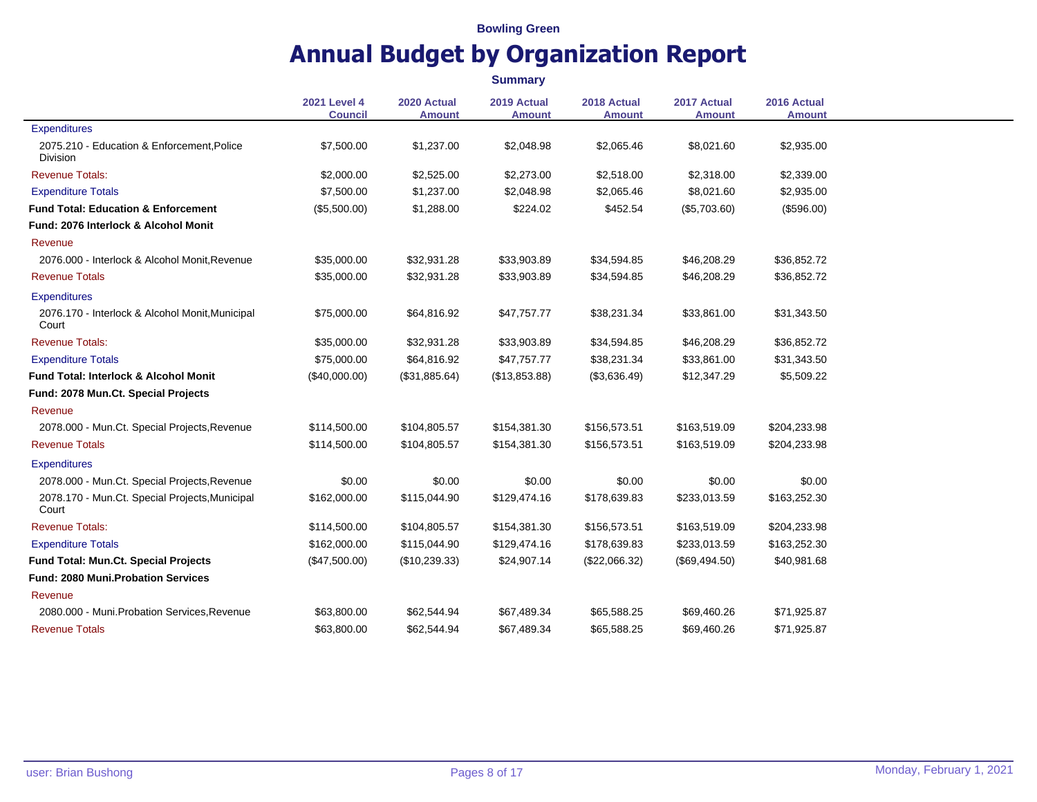Bowling Green

# Annual Budget by Organization Report

**Summary**

| | 2021 Level 4 Council | 2020 Actual Amount | 2019 Actual Amount | 2018 Actual Amount | 2017 Actual Amount | 2016 Actual Amount |
|---|---|---|---|---|---|---|
| Expenditures | | | | | | |
| 2075.210 - Education & Enforcement,Police Division | $7,500.00 | $1,237.00 | $2,048.98 | $2,065.46 | $8,021.60 | $2,935.00 |
| Revenue Totals: | $2,000.00 | $2,525.00 | $2,273.00 | $2,518.00 | $2,318.00 | $2,339.00 |
| Expenditure Totals | $7,500.00 | $1,237.00 | $2,048.98 | $2,065.46 | $8,021.60 | $2,935.00 |
| **Fund Total: Education & Enforcement** | ($5,500.00) | $1,288.00 | $224.02 | $452.54 | ($5,703.60) | ($596.00) |
| **Fund: 2076 Interlock & Alcohol Monit** | | | | | | |
| Revenue | | | | | | |
| 2076.000 - Interlock & Alcohol Monit,Revenue | $35,000.00 | $32,931.28 | $33,903.89 | $34,594.85 | $46,208.29 | $36,852.72 |
| Revenue Totals | $35,000.00 | $32,931.28 | $33,903.89 | $34,594.85 | $46,208.29 | $36,852.72 |
| Expenditures | | | | | | |
| 2076.170 - Interlock & Alcohol Monit,Municipal Court | $75,000.00 | $64,816.92 | $47,757.77 | $38,231.34 | $33,861.00 | $31,343.50 |
| Revenue Totals: | $35,000.00 | $32,931.28 | $33,903.89 | $34,594.85 | $46,208.29 | $36,852.72 |
| Expenditure Totals | $75,000.00 | $64,816.92 | $47,757.77 | $38,231.34 | $33,861.00 | $31,343.50 |
| **Fund Total: Interlock & Alcohol Monit** | ($40,000.00) | ($31,885.64) | ($13,853.88) | ($3,636.49) | $12,347.29 | $5,509.22 |
| **Fund: 2078 Mun.Ct. Special Projects** | | | | | | |
| Revenue | | | | | | |
| 2078.000 - Mun.Ct. Special Projects,Revenue | $114,500.00 | $104,805.57 | $154,381.30 | $156,573.51 | $163,519.09 | $204,233.98 |
| Revenue Totals | $114,500.00 | $104,805.57 | $154,381.30 | $156,573.51 | $163,519.09 | $204,233.98 |
| Expenditures | | | | | | |
| 2078.000 - Mun.Ct. Special Projects,Revenue | $0.00 | $0.00 | $0.00 | $0.00 | $0.00 | $0.00 |
| 2078.170 - Mun.Ct. Special Projects,Municipal Court | $162,000.00 | $115,044.90 | $129,474.16 | $178,639.83 | $233,013.59 | $163,252.30 |
| Revenue Totals: | $114,500.00 | $104,805.57 | $154,381.30 | $156,573.51 | $163,519.09 | $204,233.98 |
| Expenditure Totals | $162,000.00 | $115,044.90 | $129,474.16 | $178,639.83 | $233,013.59 | $163,252.30 |
| **Fund Total: Mun.Ct. Special Projects** | ($47,500.00) | ($10,239.33) | $24,907.14 | ($22,066.32) | ($69,494.50) | $40,981.68 |
| **Fund: 2080 Muni.Probation Services** | | | | | | |
| Revenue | | | | | | |
| 2080.000 - Muni.Probation Services,Revenue | $63,800.00 | $62,544.94 | $67,489.34 | $65,588.25 | $69,460.26 | $71,925.87 |
| Revenue Totals | $63,800.00 | $62,544.94 | $67,489.34 | $65,588.25 | $69,460.26 | $71,925.87 |

user: Brian Bushong

Monday, February 1, 2021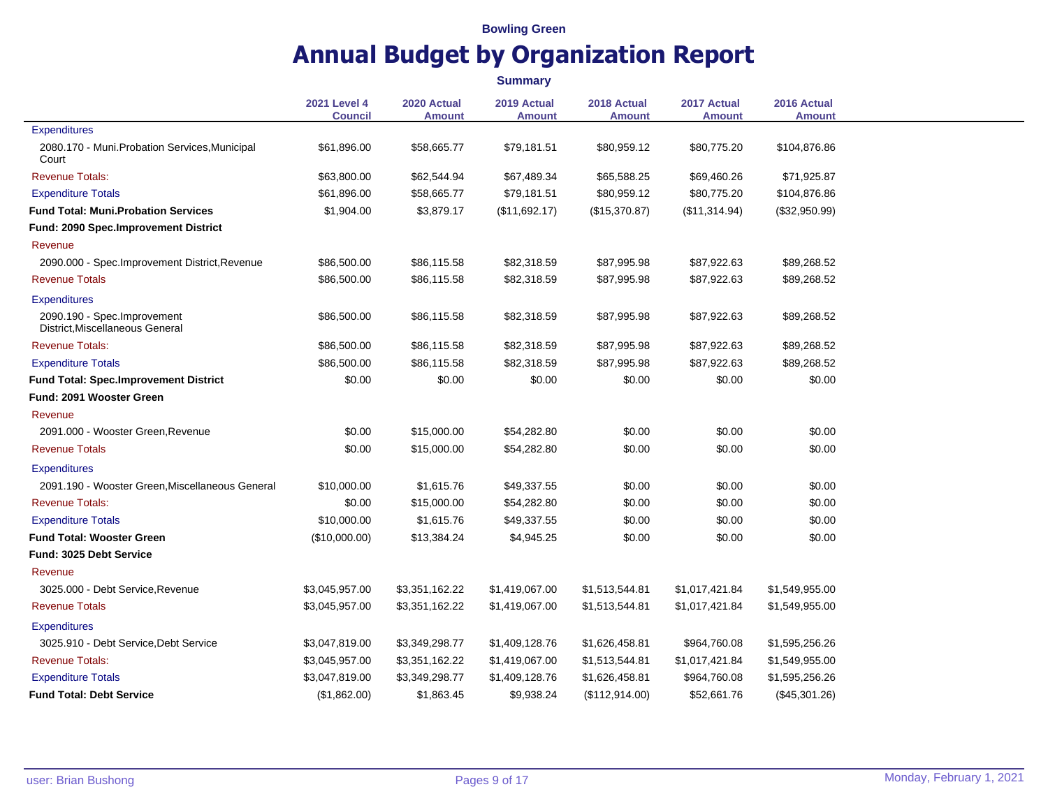**Bowling Green**

# Annual Budget by Organization Report

**Summary**

| | 2021 Level 4 Council | 2020 Actual Amount | 2019 Actual Amount | 2018 Actual Amount | 2017 Actual Amount | 2016 Actual Amount |
|---|---|---|---|---|---|---|
| Expenditures | | | | | | |
| 2080.170 - Muni.Probation Services,Municipal Court | $61,896.00 | $58,665.77 | $79,181.51 | $80,959.12 | $80,775.20 | $104,876.86 |
| Revenue Totals: | $63,800.00 | $62,544.94 | $67,489.34 | $65,588.25 | $69,460.26 | $71,925.87 |
| Expenditure Totals | $61,896.00 | $58,665.77 | $79,181.51 | $80,959.12 | $80,775.20 | $104,876.86 |
| **Fund Total: Muni.Probation Services** | $1,904.00 | $3,879.17 | ($11,692.17) | ($15,370.87) | ($11,314.94) | ($32,950.99) |
| **Fund: 2090 Spec.Improvement District** | | | | | | |
| Revenue | | | | | | |
| 2090.000 - Spec.Improvement District,Revenue | $86,500.00 | $86,115.58 | $82,318.59 | $87,995.98 | $87,922.63 | $89,268.52 |
| Revenue Totals | $86,500.00 | $86,115.58 | $82,318.59 | $87,995.98 | $87,922.63 | $89,268.52 |
| Expenditures | | | | | | |
| 2090.190 - Spec.Improvement District,Miscellaneous General | $86,500.00 | $86,115.58 | $82,318.59 | $87,995.98 | $87,922.63 | $89,268.52 |
| Revenue Totals: | $86,500.00 | $86,115.58 | $82,318.59 | $87,995.98 | $87,922.63 | $89,268.52 |
| Expenditure Totals | $86,500.00 | $86,115.58 | $82,318.59 | $87,995.98 | $87,922.63 | $89,268.52 |
| **Fund Total: Spec.Improvement District** | $0.00 | $0.00 | $0.00 | $0.00 | $0.00 | $0.00 |
| **Fund: 2091 Wooster Green** | | | | | | |
| Revenue | | | | | | |
| 2091.000 - Wooster Green,Revenue | $0.00 | $15,000.00 | $54,282.80 | $0.00 | $0.00 | $0.00 |
| Revenue Totals | $0.00 | $15,000.00 | $54,282.80 | $0.00 | $0.00 | $0.00 |
| Expenditures | | | | | | |
| 2091.190 - Wooster Green,Miscellaneous General | $10,000.00 | $1,615.76 | $49,337.55 | $0.00 | $0.00 | $0.00 |
| Revenue Totals: | $0.00 | $15,000.00 | $54,282.80 | $0.00 | $0.00 | $0.00 |
| Expenditure Totals | $10,000.00 | $1,615.76 | $49,337.55 | $0.00 | $0.00 | $0.00 |
| **Fund Total: Wooster Green** | ($10,000.00) | $13,384.24 | $4,945.25 | $0.00 | $0.00 | $0.00 |
| **Fund: 3025 Debt Service** | | | | | | |
| Revenue | | | | | | |
| 3025.000 - Debt Service,Revenue | $3,045,957.00 | $3,351,162.22 | $1,419,067.00 | $1,513,544.81 | $1,017,421.84 | $1,549,955.00 |
| Revenue Totals | $3,045,957.00 | $3,351,162.22 | $1,419,067.00 | $1,513,544.81 | $1,017,421.84 | $1,549,955.00 |
| Expenditures | | | | | | |
| 3025.910 - Debt Service,Debt Service | $3,047,819.00 | $3,349,298.77 | $1,409,128.76 | $1,626,458.81 | $964,760.08 | $1,595,256.26 |
| Revenue Totals: | $3,045,957.00 | $3,351,162.22 | $1,419,067.00 | $1,513,544.81 | $1,017,421.84 | $1,549,955.00 |
| Expenditure Totals | $3,047,819.00 | $3,349,298.77 | $1,409,128.76 | $1,626,458.81 | $964,760.08 | $1,595,256.26 |
| **Fund Total: Debt Service** | ($1,862.00) | $1,863.45 | $9,938.24 | ($112,914.00) | $52,661.76 | ($45,301.26) |

user: Brian Bushong | Monday, February 1, 2021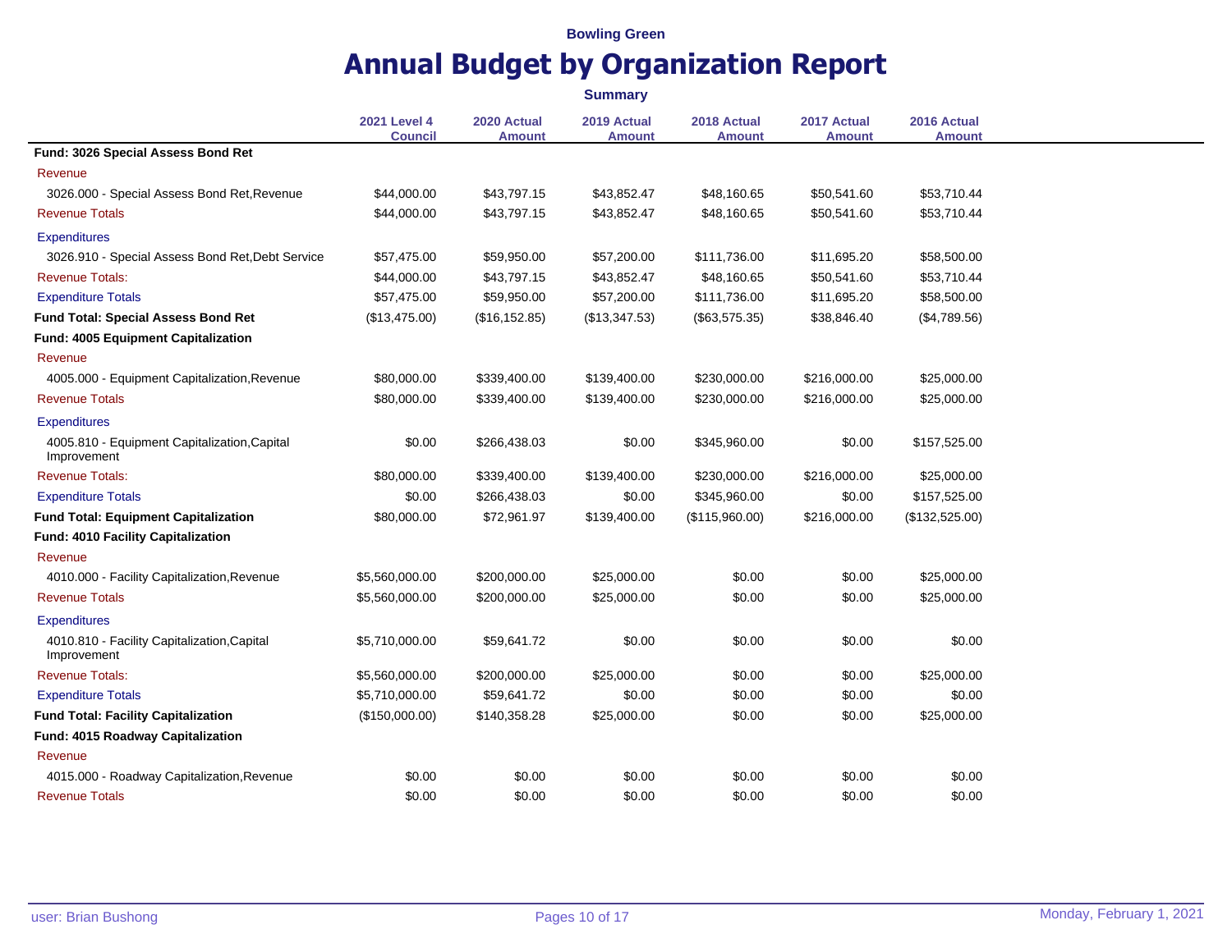Bowling Green

# Annual Budget by Organization Report

**Summary**

| | 2021 Level 4 Council | 2020 Actual Amount | 2019 Actual Amount | 2018 Actual Amount | 2017 Actual Amount | 2016 Actual Amount |
|---|---|---|---|---|---|---|
| **Fund: 3026 Special Assess Bond Ret** | | | | | | |
| Revenue | | | | | | |
| 3026.000 - Special Assess Bond Ret,Revenue | $44,000.00 | $43,797.15 | $43,852.47 | $48,160.65 | $50,541.60 | $53,710.44 |
| Revenue Totals | $44,000.00 | $43,797.15 | $43,852.47 | $48,160.65 | $50,541.60 | $53,710.44 |
| Expenditures | | | | | | |
| 3026.910 - Special Assess Bond Ret,Debt Service | $57,475.00 | $59,950.00 | $57,200.00 | $111,736.00 | $11,695.20 | $58,500.00 |
| Revenue Totals: | $44,000.00 | $43,797.15 | $43,852.47 | $48,160.65 | $50,541.60 | $53,710.44 |
| Expenditure Totals | $57,475.00 | $59,950.00 | $57,200.00 | $111,736.00 | $11,695.20 | $58,500.00 |
| **Fund Total: Special Assess Bond Ret** | ($13,475.00) | ($16,152.85) | ($13,347.53) | ($63,575.35) | $38,846.40 | ($4,789.56) |
| **Fund: 4005 Equipment Capitalization** | | | | | | |
| Revenue | | | | | | |
| 4005.000 - Equipment Capitalization,Revenue | $80,000.00 | $339,400.00 | $139,400.00 | $230,000.00 | $216,000.00 | $25,000.00 |
| Revenue Totals | $80,000.00 | $339,400.00 | $139,400.00 | $230,000.00 | $216,000.00 | $25,000.00 |
| Expenditures | | | | | | |
| 4005.810 - Equipment Capitalization,Capital Improvement | $0.00 | $266,438.03 | $0.00 | $345,960.00 | $0.00 | $157,525.00 |
| Revenue Totals: | $80,000.00 | $339,400.00 | $139,400.00 | $230,000.00 | $216,000.00 | $25,000.00 |
| Expenditure Totals | $0.00 | $266,438.03 | $0.00 | $345,960.00 | $0.00 | $157,525.00 |
| **Fund Total: Equipment Capitalization** | $80,000.00 | $72,961.97 | $139,400.00 | ($115,960.00) | $216,000.00 | ($132,525.00) |
| **Fund: 4010 Facility Capitalization** | | | | | | |
| Revenue | | | | | | |
| 4010.000 - Facility Capitalization,Revenue | $5,560,000.00 | $200,000.00 | $25,000.00 | $0.00 | $0.00 | $25,000.00 |
| Revenue Totals | $5,560,000.00 | $200,000.00 | $25,000.00 | $0.00 | $0.00 | $25,000.00 |
| Expenditures | | | | | | |
| 4010.810 - Facility Capitalization,Capital Improvement | $5,710,000.00 | $59,641.72 | $0.00 | $0.00 | $0.00 | $0.00 |
| Revenue Totals: | $5,560,000.00 | $200,000.00 | $25,000.00 | $0.00 | $0.00 | $25,000.00 |
| Expenditure Totals | $5,710,000.00 | $59,641.72 | $0.00 | $0.00 | $0.00 | $0.00 |
| **Fund Total: Facility Capitalization** | ($150,000.00) | $140,358.28 | $25,000.00 | $0.00 | $0.00 | $25,000.00 |
| **Fund: 4015 Roadway Capitalization** | | | | | | |
| Revenue | | | | | | |
| 4015.000 - Roadway Capitalization,Revenue | $0.00 | $0.00 | $0.00 | $0.00 | $0.00 | $0.00 |
| Revenue Totals | $0.00 | $0.00 | $0.00 | $0.00 | $0.00 | $0.00 |

user: Brian Bushong

Monday, February 1, 2021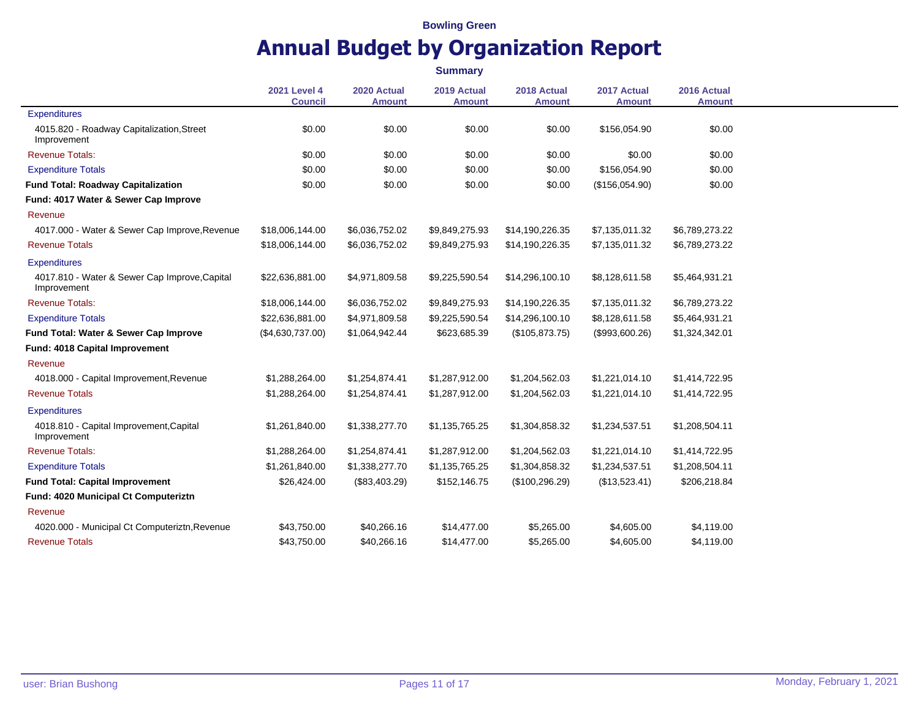Bowling Green

# Annual Budget by Organization Report

**Summary**

| | 2021 Level 4 Council | 2020 Actual Amount | 2019 Actual Amount | 2018 Actual Amount | 2017 Actual Amount | 2016 Actual Amount |
|---|---|---|---|---|---|---|
| Expenditures | | | | | | |
| 4015.820 - Roadway Capitalization,Street Improvement | $0.00 | $0.00 | $0.00 | $0.00 | $156,054.90 | $0.00 |
| Revenue Totals: | $0.00 | $0.00 | $0.00 | $0.00 | $0.00 | $0.00 |
| Expenditure Totals | $0.00 | $0.00 | $0.00 | $0.00 | $156,054.90 | $0.00 |
| **Fund Total: Roadway Capitalization** | $0.00 | $0.00 | $0.00 | $0.00 | ($156,054.90) | $0.00 |
| **Fund: 4017 Water & Sewer Cap Improve** | | | | | | |
| Revenue | | | | | | |
| 4017.000 - Water & Sewer Cap Improve,Revenue | $18,006,144.00 | $6,036,752.02 | $9,849,275.93 | $14,190,226.35 | $7,135,011.32 | $6,789,273.22 |
| Revenue Totals | $18,006,144.00 | $6,036,752.02 | $9,849,275.93 | $14,190,226.35 | $7,135,011.32 | $6,789,273.22 |
| Expenditures | | | | | | |
| 4017.810 - Water & Sewer Cap Improve,Capital Improvement | $22,636,881.00 | $4,971,809.58 | $9,225,590.54 | $14,296,100.10 | $8,128,611.58 | $5,464,931.21 |
| Revenue Totals: | $18,006,144.00 | $6,036,752.02 | $9,849,275.93 | $14,190,226.35 | $7,135,011.32 | $6,789,273.22 |
| Expenditure Totals | $22,636,881.00 | $4,971,809.58 | $9,225,590.54 | $14,296,100.10 | $8,128,611.58 | $5,464,931.21 |
| **Fund Total: Water & Sewer Cap Improve** | ($4,630,737.00) | $1,064,942.44 | $623,685.39 | ($105,873.75) | ($993,600.26) | $1,324,342.01 |
| **Fund: 4018 Capital Improvement** | | | | | | |
| Revenue | | | | | | |
| 4018.000 - Capital Improvement,Revenue | $1,288,264.00 | $1,254,874.41 | $1,287,912.00 | $1,204,562.03 | $1,221,014.10 | $1,414,722.95 |
| Revenue Totals | $1,288,264.00 | $1,254,874.41 | $1,287,912.00 | $1,204,562.03 | $1,221,014.10 | $1,414,722.95 |
| Expenditures | | | | | | |
| 4018.810 - Capital Improvement,Capital Improvement | $1,261,840.00 | $1,338,277.70 | $1,135,765.25 | $1,304,858.32 | $1,234,537.51 | $1,208,504.11 |
| Revenue Totals: | $1,288,264.00 | $1,254,874.41 | $1,287,912.00 | $1,204,562.03 | $1,221,014.10 | $1,414,722.95 |
| Expenditure Totals | $1,261,840.00 | $1,338,277.70 | $1,135,765.25 | $1,304,858.32 | $1,234,537.51 | $1,208,504.11 |
| **Fund Total: Capital Improvement** | $26,424.00 | ($83,403.29) | $152,146.75 | ($100,296.29) | ($13,523.41) | $206,218.84 |
| **Fund: 4020 Municipal Ct Computeriztn** | | | | | | |
| Revenue | | | | | | |
| 4020.000 - Municipal Ct Computeriztn,Revenue | $43,750.00 | $40,266.16 | $14,477.00 | $5,265.00 | $4,605.00 | $4,119.00 |
| Revenue Totals | $43,750.00 | $40,266.16 | $14,477.00 | $5,265.00 | $4,605.00 | $4,119.00 |

user: Brian Bushong

Monday, February 1, 2021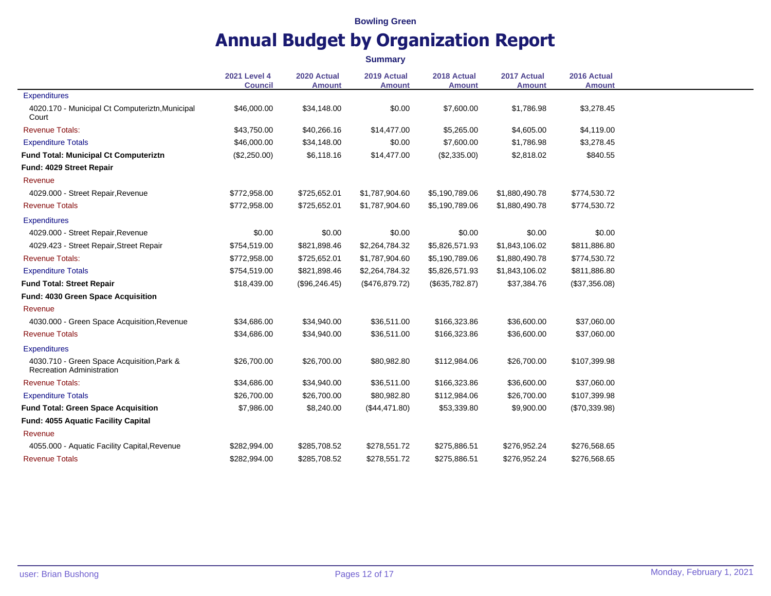**Bowling Green**

# Annual Budget by Organization Report

**Summary**

| | 2021 Level 4 Council | 2020 Actual Amount | 2019 Actual Amount | 2018 Actual Amount | 2017 Actual Amount | 2016 Actual Amount |
|---|---|---|---|---|---|---|
| Expenditures | | | | | | |
| 4020.170 - Municipal Ct Computeriztn,Municipal Court | $46,000.00 | $34,148.00 | $0.00 | $7,600.00 | $1,786.98 | $3,278.45 |
| Revenue Totals: | $43,750.00 | $40,266.16 | $14,477.00 | $5,265.00 | $4,605.00 | $4,119.00 |
| Expenditure Totals | $46,000.00 | $34,148.00 | $0.00 | $7,600.00 | $1,786.98 | $3,278.45 |
| **Fund Total: Municipal Ct Computeriztn** | ($2,250.00) | $6,118.16 | $14,477.00 | ($2,335.00) | $2,818.02 | $840.55 |
| **Fund: 4029 Street Repair** | | | | | | |
| Revenue | | | | | | |
| 4029.000 - Street Repair,Revenue | $772,958.00 | $725,652.01 | $1,787,904.60 | $5,190,789.06 | $1,880,490.78 | $774,530.72 |
| Revenue Totals | $772,958.00 | $725,652.01 | $1,787,904.60 | $5,190,789.06 | $1,880,490.78 | $774,530.72 |
| Expenditures | | | | | | |
| 4029.000 - Street Repair,Revenue | $0.00 | $0.00 | $0.00 | $0.00 | $0.00 | $0.00 |
| 4029.423 - Street Repair,Street Repair | $754,519.00 | $821,898.46 | $2,264,784.32 | $5,826,571.93 | $1,843,106.02 | $811,886.80 |
| Revenue Totals: | $772,958.00 | $725,652.01 | $1,787,904.60 | $5,190,789.06 | $1,880,490.78 | $774,530.72 |
| Expenditure Totals | $754,519.00 | $821,898.46 | $2,264,784.32 | $5,826,571.93 | $1,843,106.02 | $811,886.80 |
| **Fund Total: Street Repair** | $18,439.00 | ($96,246.45) | ($476,879.72) | ($635,782.87) | $37,384.76 | ($37,356.08) |
| **Fund: 4030 Green Space Acquisition** | | | | | | |
| Revenue | | | | | | |
| 4030.000 - Green Space Acquisition,Revenue | $34,686.00 | $34,940.00 | $36,511.00 | $166,323.86 | $36,600.00 | $37,060.00 |
| Revenue Totals | $34,686.00 | $34,940.00 | $36,511.00 | $166,323.86 | $36,600.00 | $37,060.00 |
| Expenditures | | | | | | |
| 4030.710 - Green Space Acquisition,Park & Recreation Administration | $26,700.00 | $26,700.00 | $80,982.80 | $112,984.06 | $26,700.00 | $107,399.98 |
| Revenue Totals: | $34,686.00 | $34,940.00 | $36,511.00 | $166,323.86 | $36,600.00 | $37,060.00 |
| Expenditure Totals | $26,700.00 | $26,700.00 | $80,982.80 | $112,984.06 | $26,700.00 | $107,399.98 |
| **Fund Total: Green Space Acquisition** | $7,986.00 | $8,240.00 | ($44,471.80) | $53,339.80 | $9,900.00 | ($70,339.98) |
| **Fund: 4055 Aquatic Facility Capital** | | | | | | |
| Revenue | | | | | | |
| 4055.000 - Aquatic Facility Capital,Revenue | $282,994.00 | $285,708.52 | $278,551.72 | $275,886.51 | $276,952.24 | $276,568.65 |
| Revenue Totals | $282,994.00 | $285,708.52 | $278,551.72 | $275,886.51 | $276,952.24 | $276,568.65 |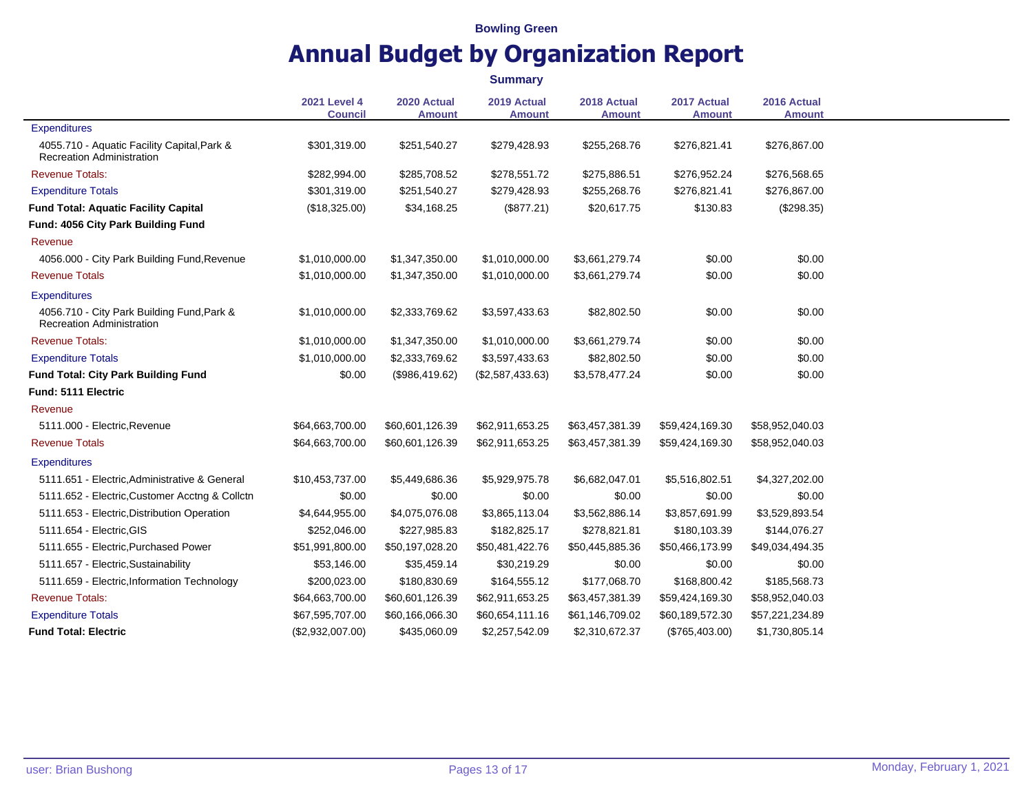Bowling Green

# Annual Budget by Organization Report

**Summary**

| | 2021 Level 4 Council | 2020 Actual Amount | 2019 Actual Amount | 2018 Actual Amount | 2017 Actual Amount | 2016 Actual Amount |
|---|---|---|---|---|---|---|
| Expenditures | | | | | | |
| 4055.710 - Aquatic Facility Capital,Park & Recreation Administration | $301,319.00 | $251,540.27 | $279,428.93 | $255,268.76 | $276,821.41 | $276,867.00 |
| Revenue Totals: | $282,994.00 | $285,708.52 | $278,551.72 | $275,886.51 | $276,952.24 | $276,568.65 |
| Expenditure Totals | $301,319.00 | $251,540.27 | $279,428.93 | $255,268.76 | $276,821.41 | $276,867.00 |
| **Fund Total: Aquatic Facility Capital** | ($18,325.00) | $34,168.25 | ($877.21) | $20,617.75 | $130.83 | ($298.35) |
| **Fund: 4056 City Park Building Fund** | | | | | | |
| Revenue | | | | | | |
| 4056.000 - City Park Building Fund,Revenue | $1,010,000.00 | $1,347,350.00 | $1,010,000.00 | $3,661,279.74 | $0.00 | $0.00 |
| Revenue Totals | $1,010,000.00 | $1,347,350.00 | $1,010,000.00 | $3,661,279.74 | $0.00 | $0.00 |
| Expenditures | | | | | | |
| 4056.710 - City Park Building Fund,Park & Recreation Administration | $1,010,000.00 | $2,333,769.62 | $3,597,433.63 | $82,802.50 | $0.00 | $0.00 |
| Revenue Totals: | $1,010,000.00 | $1,347,350.00 | $1,010,000.00 | $3,661,279.74 | $0.00 | $0.00 |
| Expenditure Totals | $1,010,000.00 | $2,333,769.62 | $3,597,433.63 | $82,802.50 | $0.00 | $0.00 |
| **Fund Total: City Park Building Fund** | $0.00 | ($986,419.62) | ($2,587,433.63) | $3,578,477.24 | $0.00 | $0.00 |
| **Fund: 5111 Electric** | | | | | | |
| Revenue | | | | | | |
| 5111.000 - Electric,Revenue | $64,663,700.00 | $60,601,126.39 | $62,911,653.25 | $63,457,381.39 | $59,424,169.30 | $58,952,040.03 |
| Revenue Totals | $64,663,700.00 | $60,601,126.39 | $62,911,653.25 | $63,457,381.39 | $59,424,169.30 | $58,952,040.03 |
| Expenditures | | | | | | |
| 5111.651 - Electric,Administrative & General | $10,453,737.00 | $5,449,686.36 | $5,929,975.78 | $6,682,047.01 | $5,516,802.51 | $4,327,202.00 |
| 5111.652 - Electric,Customer Acctng & Collctn | $0.00 | $0.00 | $0.00 | $0.00 | $0.00 | $0.00 |
| 5111.653 - Electric,Distribution Operation | $4,644,955.00 | $4,075,076.08 | $3,865,113.04 | $3,562,886.14 | $3,857,691.99 | $3,529,893.54 |
| 5111.654 - Electric,GIS | $252,046.00 | $227,985.83 | $182,825.17 | $278,821.81 | $180,103.39 | $144,076.27 |
| 5111.655 - Electric,Purchased Power | $51,991,800.00 | $50,197,028.20 | $50,481,422.76 | $50,445,885.36 | $50,466,173.99 | $49,034,494.35 |
| 5111.657 - Electric,Sustainability | $53,146.00 | $35,459.14 | $30,219.29 | $0.00 | $0.00 | $0.00 |
| 5111.659 - Electric,Information Technology | $200,023.00 | $180,830.69 | $164,555.12 | $177,068.70 | $168,800.42 | $185,568.73 |
| Revenue Totals: | $64,663,700.00 | $60,601,126.39 | $62,911,653.25 | $63,457,381.39 | $59,424,169.30 | $58,952,040.03 |
| Expenditure Totals | $67,595,707.00 | $60,166,066.30 | $60,654,111.16 | $61,146,709.02 | $60,189,572.30 | $57,221,234.89 |
| **Fund Total: Electric** | ($2,932,007.00) | $435,060.09 | $2,257,542.09 | $2,310,672.37 | ($765,403.00) | $1,730,805.14 |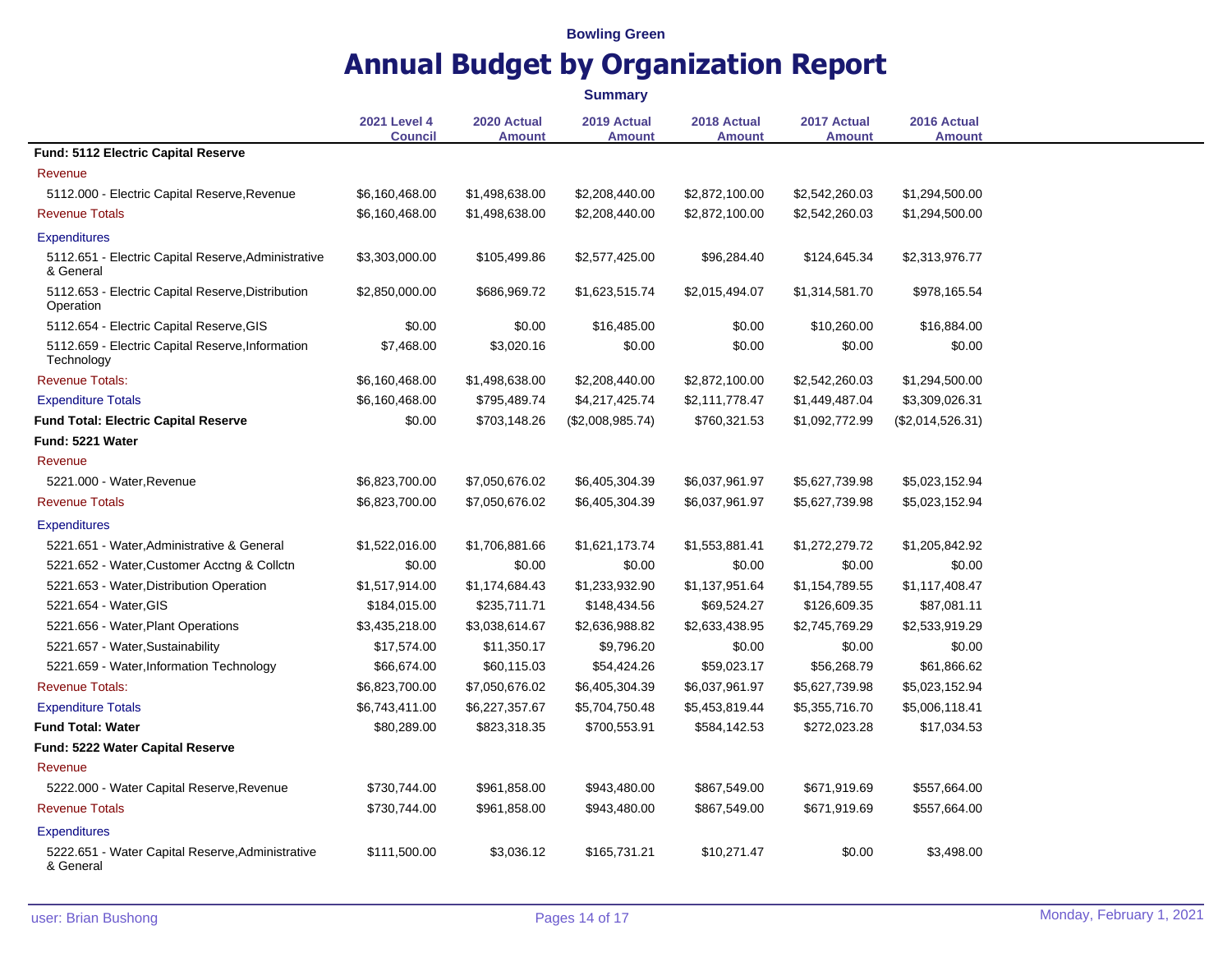Bowling Green

# Annual Budget by Organization Report

**Summary**

| | 2021 Level 4 Council | 2020 Actual Amount | 2019 Actual Amount | 2018 Actual Amount | 2017 Actual Amount | 2016 Actual Amount |
|---|---|---|---|---|---|---|
| **Fund: 5112 Electric Capital Reserve** | | | | | | |
| Revenue | | | | | | |
| 5112.000 - Electric Capital Reserve,Revenue | $6,160,468.00 | $1,498,638.00 | $2,208,440.00 | $2,872,100.00 | $2,542,260.03 | $1,294,500.00 |
| Revenue Totals | $6,160,468.00 | $1,498,638.00 | $2,208,440.00 | $2,872,100.00 | $2,542,260.03 | $1,294,500.00 |
| Expenditures | | | | | | |
| 5112.651 - Electric Capital Reserve,Administrative & General | $3,303,000.00 | $105,499.86 | $2,577,425.00 | $96,284.40 | $124,645.34 | $2,313,976.77 |
| 5112.653 - Electric Capital Reserve,Distribution Operation | $2,850,000.00 | $686,969.72 | $1,623,515.74 | $2,015,494.07 | $1,314,581.70 | $978,165.54 |
| 5112.654 - Electric Capital Reserve,GIS | $0.00 | $0.00 | $16,485.00 | $0.00 | $10,260.00 | $16,884.00 |
| 5112.659 - Electric Capital Reserve,Information Technology | $7,468.00 | $3,020.16 | $0.00 | $0.00 | $0.00 | $0.00 |
| Revenue Totals: | $6,160,468.00 | $1,498,638.00 | $2,208,440.00 | $2,872,100.00 | $2,542,260.03 | $1,294,500.00 |
| Expenditure Totals | $6,160,468.00 | $795,489.74 | $4,217,425.74 | $2,111,778.47 | $1,449,487.04 | $3,309,026.31 |
| **Fund Total: Electric Capital Reserve** | $0.00 | $703,148.26 | ($2,008,985.74) | $760,321.53 | $1,092,772.99 | ($2,014,526.31) |
| **Fund: 5221 Water** | | | | | | |
| Revenue | | | | | | |
| 5221.000 - Water,Revenue | $6,823,700.00 | $7,050,676.02 | $6,405,304.39 | $6,037,961.97 | $5,627,739.98 | $5,023,152.94 |
| Revenue Totals | $6,823,700.00 | $7,050,676.02 | $6,405,304.39 | $6,037,961.97 | $5,627,739.98 | $5,023,152.94 |
| Expenditures | | | | | | |
| 5221.651 - Water,Administrative & General | $1,522,016.00 | $1,706,881.66 | $1,621,173.74 | $1,553,881.41 | $1,272,279.72 | $1,205,842.92 |
| 5221.652 - Water,Customer Acctng & Collctn | $0.00 | $0.00 | $0.00 | $0.00 | $0.00 | $0.00 |
| 5221.653 - Water,Distribution Operation | $1,517,914.00 | $1,174,684.43 | $1,233,932.90 | $1,137,951.64 | $1,154,789.55 | $1,117,408.47 |
| 5221.654 - Water,GIS | $184,015.00 | $235,711.71 | $148,434.56 | $69,524.27 | $126,609.35 | $87,081.11 |
| 5221.656 - Water,Plant Operations | $3,435,218.00 | $3,038,614.67 | $2,636,988.82 | $2,633,438.95 | $2,745,769.29 | $2,533,919.29 |
| 5221.657 - Water,Sustainability | $17,574.00 | $11,350.17 | $9,796.20 | $0.00 | $0.00 | $0.00 |
| 5221.659 - Water,Information Technology | $66,674.00 | $60,115.03 | $54,424.26 | $59,023.17 | $56,268.79 | $61,866.62 |
| Revenue Totals: | $6,823,700.00 | $7,050,676.02 | $6,405,304.39 | $6,037,961.97 | $5,627,739.98 | $5,023,152.94 |
| Expenditure Totals | $6,743,411.00 | $6,227,357.67 | $5,704,750.48 | $5,453,819.44 | $5,355,716.70 | $5,006,118.41 |
| **Fund Total: Water** | $80,289.00 | $823,318.35 | $700,553.91 | $584,142.53 | $272,023.28 | $17,034.53 |
| **Fund: 5222 Water Capital Reserve** | | | | | | |
| Revenue | | | | | | |
| 5222.000 - Water Capital Reserve,Revenue | $730,744.00 | $961,858.00 | $943,480.00 | $867,549.00 | $671,919.69 | $557,664.00 |
| Revenue Totals | $730,744.00 | $961,858.00 | $943,480.00 | $867,549.00 | $671,919.69 | $557,664.00 |
| Expenditures | | | | | | |
| 5222.651 - Water Capital Reserve,Administrative & General | $111,500.00 | $3,036.12 | $165,731.21 | $10,271.47 | $0.00 | $3,498.00 |

user: Brian Bushong

Monday, February 1, 2021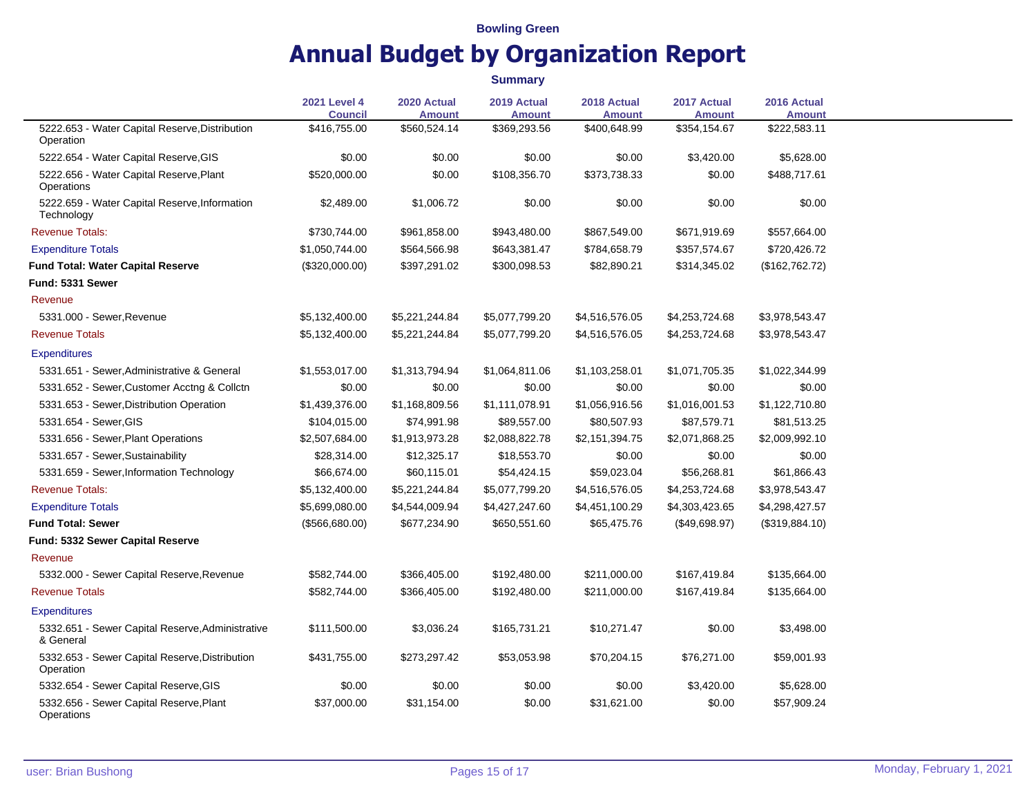Bowling Green

# Annual Budget by Organization Report

**Summary**

| | 2021 Level 4 Council | 2020 Actual Amount | 2019 Actual Amount | 2018 Actual Amount | 2017 Actual Amount | 2016 Actual Amount |
|---|---|---|---|---|---|---|
| 5222.653 - Water Capital Reserve,Distribution Operation | $416,755.00 | $560,524.14 | $369,293.56 | $400,648.99 | $354,154.67 | $222,583.11 |
| 5222.654 - Water Capital Reserve,GIS | $0.00 | $0.00 | $0.00 | $0.00 | $3,420.00 | $5,628.00 |
| 5222.656 - Water Capital Reserve,Plant Operations | $520,000.00 | $0.00 | $108,356.70 | $373,738.33 | $0.00 | $488,717.61 |
| 5222.659 - Water Capital Reserve,Information Technology | $2,489.00 | $1,006.72 | $0.00 | $0.00 | $0.00 | $0.00 |
| Revenue Totals: | $730,744.00 | $961,858.00 | $943,480.00 | $867,549.00 | $671,919.69 | $557,664.00 |
| Expenditure Totals | $1,050,744.00 | $564,566.98 | $643,381.47 | $784,658.79 | $357,574.67 | $720,426.72 |
| **Fund Total: Water Capital Reserve** | ($320,000.00) | $397,291.02 | $300,098.53 | $82,890.21 | $314,345.02 | ($162,762.72) |
| **Fund: 5331 Sewer** | | | | | | |
| Revenue | | | | | | |
| 5331.000 - Sewer,Revenue | $5,132,400.00 | $5,221,244.84 | $5,077,799.20 | $4,516,576.05 | $4,253,724.68 | $3,978,543.47 |
| Revenue Totals | $5,132,400.00 | $5,221,244.84 | $5,077,799.20 | $4,516,576.05 | $4,253,724.68 | $3,978,543.47 |
| Expenditures | | | | | | |
| 5331.651 - Sewer,Administrative & General | $1,553,017.00 | $1,313,794.94 | $1,064,811.06 | $1,103,258.01 | $1,071,705.35 | $1,022,344.99 |
| 5331.652 - Sewer,Customer Acctng & Collctn | $0.00 | $0.00 | $0.00 | $0.00 | $0.00 | $0.00 |
| 5331.653 - Sewer,Distribution Operation | $1,439,376.00 | $1,168,809.56 | $1,111,078.91 | $1,056,916.56 | $1,016,001.53 | $1,122,710.80 |
| 5331.654 - Sewer,GIS | $104,015.00 | $74,991.98 | $89,557.00 | $80,507.93 | $87,579.71 | $81,513.25 |
| 5331.656 - Sewer,Plant Operations | $2,507,684.00 | $1,913,973.28 | $2,088,822.78 | $2,151,394.75 | $2,071,868.25 | $2,009,992.10 |
| 5331.657 - Sewer,Sustainability | $28,314.00 | $12,325.17 | $18,553.70 | $0.00 | $0.00 | $0.00 |
| 5331.659 - Sewer,Information Technology | $66,674.00 | $60,115.01 | $54,424.15 | $59,023.04 | $56,268.81 | $61,866.43 |
| Revenue Totals: | $5,132,400.00 | $5,221,244.84 | $5,077,799.20 | $4,516,576.05 | $4,253,724.68 | $3,978,543.47 |
| Expenditure Totals | $5,699,080.00 | $4,544,009.94 | $4,427,247.60 | $4,451,100.29 | $4,303,423.65 | $4,298,427.57 |
| **Fund Total: Sewer** | ($566,680.00) | $677,234.90 | $650,551.60 | $65,475.76 | ($49,698.97) | ($319,884.10) |
| **Fund: 5332 Sewer Capital Reserve** | | | | | | |
| Revenue | | | | | | |
| 5332.000 - Sewer Capital Reserve,Revenue | $582,744.00 | $366,405.00 | $192,480.00 | $211,000.00 | $167,419.84 | $135,664.00 |
| Revenue Totals | $582,744.00 | $366,405.00 | $192,480.00 | $211,000.00 | $167,419.84 | $135,664.00 |
| Expenditures | | | | | | |
| 5332.651 - Sewer Capital Reserve,Administrative & General | $111,500.00 | $3,036.24 | $165,731.21 | $10,271.47 | $0.00 | $3,498.00 |
| 5332.653 - Sewer Capital Reserve,Distribution Operation | $431,755.00 | $273,297.42 | $53,053.98 | $70,204.15 | $76,271.00 | $59,001.93 |
| 5332.654 - Sewer Capital Reserve,GIS | $0.00 | $0.00 | $0.00 | $0.00 | $3,420.00 | $5,628.00 |
| 5332.656 - Sewer Capital Reserve,Plant Operations | $37,000.00 | $31,154.00 | $0.00 | $31,621.00 | $0.00 | $57,909.24 |

user: Brian Bushong

Monday, February 1, 2021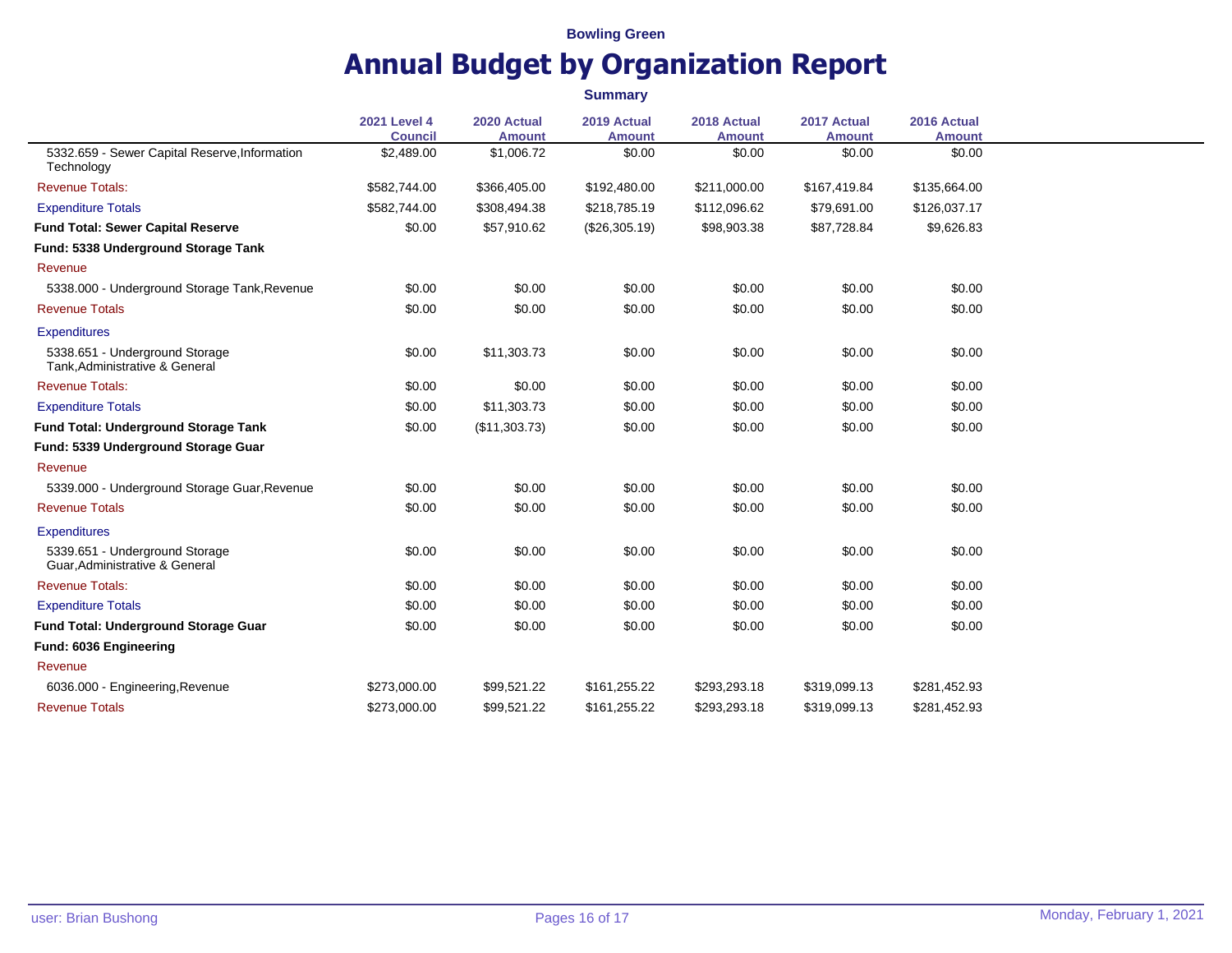**Bowling Green**

# Annual Budget by Organization Report

**Summary**

| | 2021 Level 4 Council | 2020 Actual Amount | 2019 Actual Amount | 2018 Actual Amount | 2017 Actual Amount | 2016 Actual Amount |
|---|---|---|---|---|---|---|
| 5332.659 - Sewer Capital Reserve,Information Technology | $2,489.00 | $1,006.72 | $0.00 | $0.00 | $0.00 | $0.00 |
| Revenue Totals: | $582,744.00 | $366,405.00 | $192,480.00 | $211,000.00 | $167,419.84 | $135,664.00 |
| Expenditure Totals | $582,744.00 | $308,494.38 | $218,785.19 | $112,096.62 | $79,691.00 | $126,037.17 |
| **Fund Total: Sewer Capital Reserve** | $0.00 | $57,910.62 | ($26,305.19) | $98,903.38 | $87,728.84 | $9,626.83 |
| **Fund: 5338 Underground Storage Tank** | | | | | | |
| Revenue | | | | | | |
| 5338.000 - Underground Storage Tank,Revenue | $0.00 | $0.00 | $0.00 | $0.00 | $0.00 | $0.00 |
| Revenue Totals | $0.00 | $0.00 | $0.00 | $0.00 | $0.00 | $0.00 |
| Expenditures | | | | | | |
| 5338.651 - Underground Storage Tank,Administrative & General | $0.00 | $11,303.73 | $0.00 | $0.00 | $0.00 | $0.00 |
| Revenue Totals: | $0.00 | $0.00 | $0.00 | $0.00 | $0.00 | $0.00 |
| Expenditure Totals | $0.00 | $11,303.73 | $0.00 | $0.00 | $0.00 | $0.00 |
| **Fund Total: Underground Storage Tank** | $0.00 | ($11,303.73) | $0.00 | $0.00 | $0.00 | $0.00 |
| **Fund: 5339 Underground Storage Guar** | | | | | | |
| Revenue | | | | | | |
| 5339.000 - Underground Storage Guar,Revenue | $0.00 | $0.00 | $0.00 | $0.00 | $0.00 | $0.00 |
| Revenue Totals | $0.00 | $0.00 | $0.00 | $0.00 | $0.00 | $0.00 |
| Expenditures | | | | | | |
| 5339.651 - Underground Storage Guar,Administrative & General | $0.00 | $0.00 | $0.00 | $0.00 | $0.00 | $0.00 |
| Revenue Totals: | $0.00 | $0.00 | $0.00 | $0.00 | $0.00 | $0.00 |
| Expenditure Totals | $0.00 | $0.00 | $0.00 | $0.00 | $0.00 | $0.00 |
| **Fund Total: Underground Storage Guar** | $0.00 | $0.00 | $0.00 | $0.00 | $0.00 | $0.00 |
| **Fund: 6036 Engineering** | | | | | | |
| Revenue | | | | | | |
| 6036.000 - Engineering,Revenue | $273,000.00 | $99,521.22 | $161,255.22 | $293,293.18 | $319,099.13 | $281,452.93 |
| Revenue Totals | $273,000.00 | $99,521.22 | $161,255.22 | $293,293.18 | $319,099.13 | $281,452.93 |

user: Brian Bushong

Monday, February 1, 2021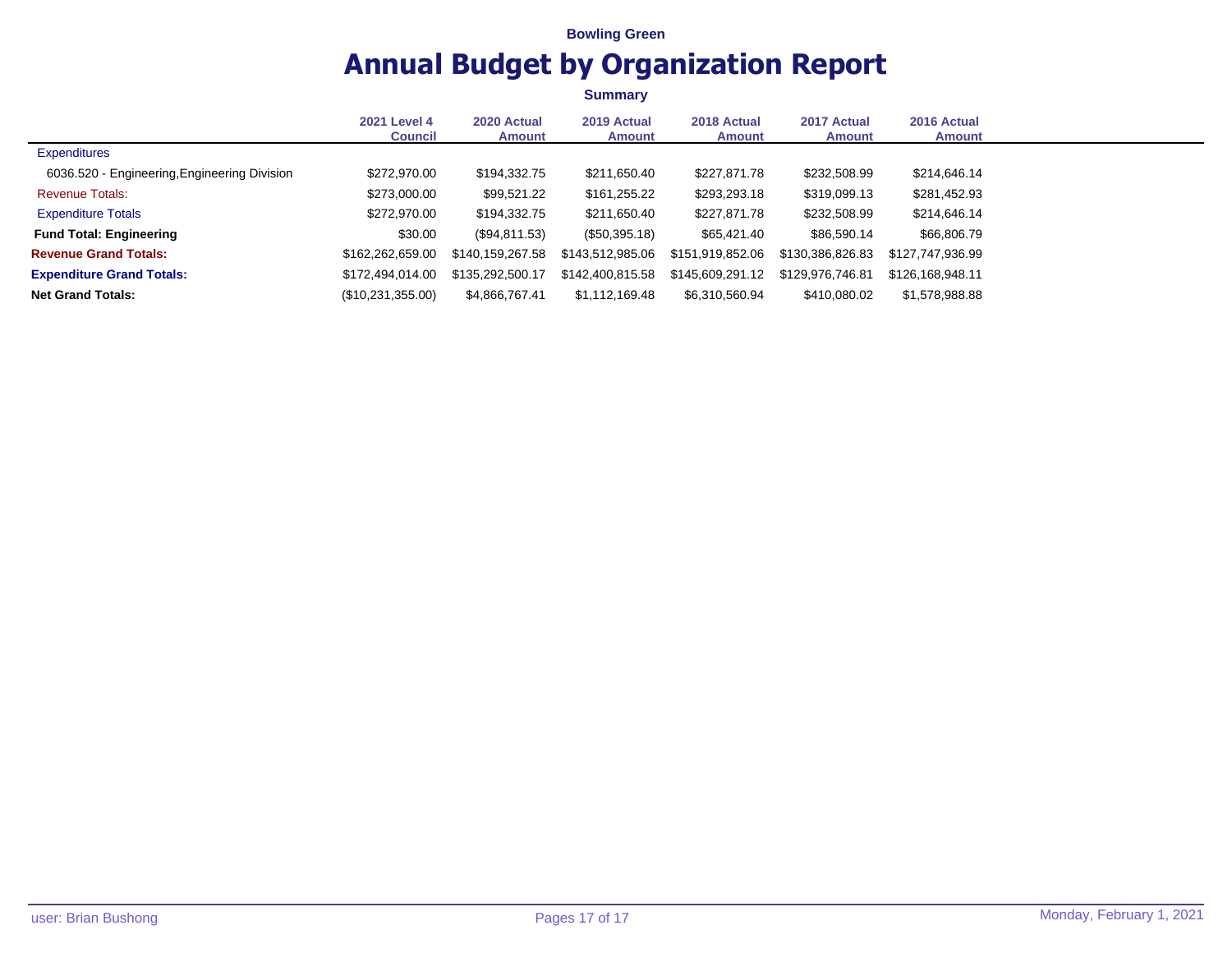**Bowling Green**

# Annual Budget by Organization Report

**Summary**

| | 2021 Level 4 Council | 2020 Actual Amount | 2019 Actual Amount | 2018 Actual Amount | 2017 Actual Amount | 2016 Actual Amount |
|---|---|---|---|---|---|---|
| Expenditures | | | | | | |
| 6036.520 - Engineering,Engineering Division | $272,970.00 | $194,332.75 | $211,650.40 | $227,871.78 | $232,508.99 | $214,646.14 |
| Revenue Totals: | $273,000.00 | $99,521.22 | $161,255.22 | $293,293.18 | $319,099.13 | $281,452.93 |
| Expenditure Totals | $272,970.00 | $194,332.75 | $211,650.40 | $227,871.78 | $232,508.99 | $214,646.14 |
| **Fund Total: Engineering** | $30.00 | ($94,811.53) | ($50,395.18) | $65,421.40 | $86,590.14 | $66,806.79 |
| **Revenue Grand Totals:** | $162,262,659.00 | $140,159,267.58 | $143,512,985.06 | $151,919,852.06 | $130,386,826.83 | $127,747,936.99 |
| **Expenditure Grand Totals:** | $172,494,014.00 | $135,292,500.17 | $142,400,815.58 | $145,609,291.12 | $129,976,746.81 | $126,168,948.11 |
| **Net Grand Totals:** | ($10,231,355.00) | $4,866,767.41 | $1,112,169.48 | $6,310,560.94 | $410,080.02 | $1,578,988.88 |

user: Brian Bushong

Monday, February 1, 2021